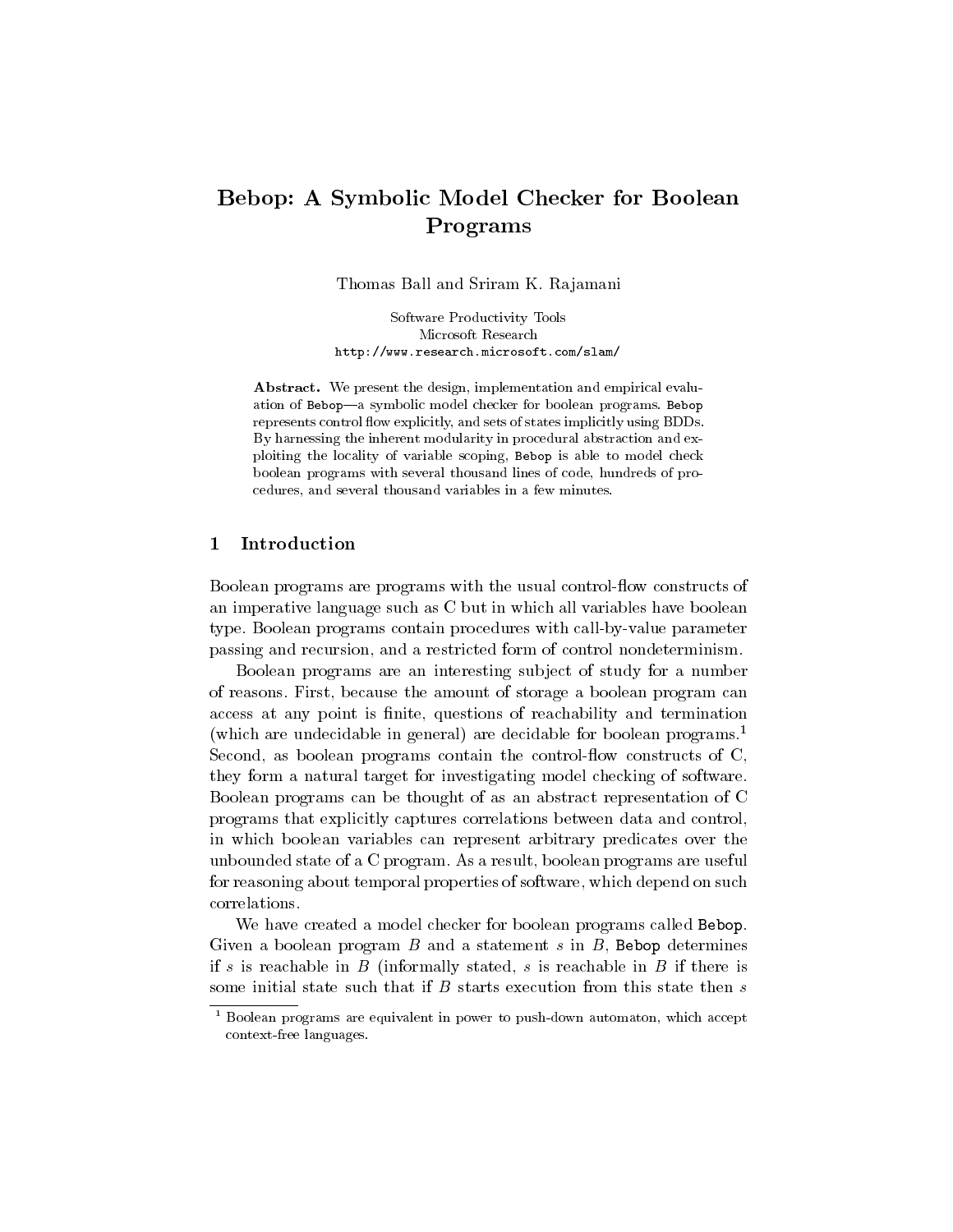# Bebop: A Symbolic Model Checker for Boolean Programs

Thomas Ball and Sriram K. Rajamani

Software Productivity Tools
Microsoft Research
`http://www.research.microsoft.com/slam/`

**Abstract.** We present the design, implementation and empirical evaluation of `Bebop`—a symbolic model checker for boolean programs. `Bebop` represents control flow explicitly, and sets of states implicitly using BDDs. By harnessing the inherent modularity in procedural abstraction and exploiting the locality of variable scoping, `Bebop` is able to model check boolean programs with several thousand lines of code, hundreds of procedures, and several thousand variables in a few minutes.

## 1 Introduction

Boolean programs are programs with the usual control-flow constructs of an imperative language such as C but in which all variables have boolean type. Boolean programs contain procedures with call-by-value parameter passing and recursion, and a restricted form of control nondeterminism.

Boolean programs are an interesting subject of study for a number of reasons. First, because the amount of storage a boolean program can access at any point is finite, questions of reachability and termination (which are undecidable in general) are decidable for boolean programs.[1] Second, as boolean programs contain the control-flow constructs of C, they form a natural target for investigating model checking of software. Boolean programs can be thought of as an abstract representation of C programs that explicitly captures correlations between data and control, in which boolean variables can represent arbitrary predicates over the unbounded state of a C program. As a result, boolean programs are useful for reasoning about temporal properties of software, which depend on such correlations.

We have created a model checker for boolean programs called `Bebop`. Given a boolean program $B$ and a statement $s$ in $B$, `Bebop` determines if $s$ is reachable in $B$ (informally stated, $s$ is reachable in $B$ if there is some initial state such that if $B$ starts execution from this state then $s$

[1] Boolean programs are equivalent in power to push-down automaton, which accept context-free languages.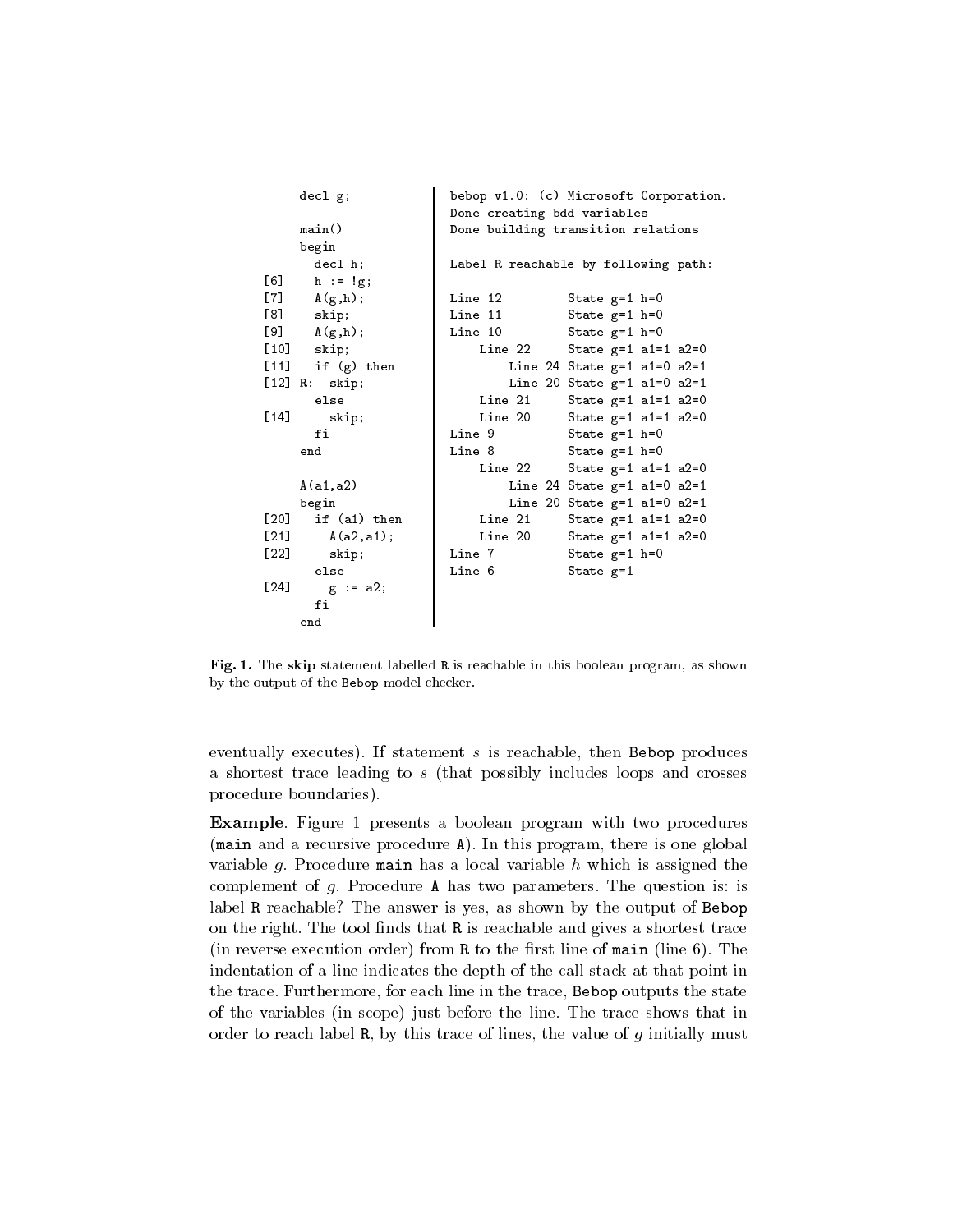```
     decl g;

     main()
     begin
       decl h;
[6]    h := !g;
[7]    A(g,h);
[8]    skip;
[9]    A(g,h);
[10]   skip;
[11]   if (g) then
[12] R:  skip;
       else
[14]     skip;
       fi
     end

     A(a1,a2)
     begin
[20]   if (a1) then
[21]     A(a2,a1);
[22]     skip;
       else
[24]     g := a2;
       fi
     end
```

```
bebop v1.0: (c) Microsoft Corporation.
Done creating bdd variables
Done building transition relations

Label R reachable by following path:

Line 12         State g=1 h=0
Line 11         State g=1 h=0
Line 10         State g=1 h=0
    Line 22     State g=1 a1=1 a2=0
        Line 24 State g=1 a1=0 a2=1
        Line 20 State g=1 a1=0 a2=1
    Line 21     State g=1 a1=1 a2=0
    Line 20     State g=1 a1=1 a2=0
Line 9          State g=1 h=0
Line 8          State g=1 h=0
    Line 22     State g=1 a1=1 a2=0
        Line 24 State g=1 a1=0 a2=1
        Line 20 State g=1 a1=0 a2=1
    Line 21     State g=1 a1=1 a2=0
    Line 20     State g=1 a1=1 a2=0
Line 7          State g=1 h=0
Line 6          State g=1
```

**Fig. 1.** The skip statement labelled R is reachable in this boolean program, as shown by the output of the Bebop model checker.

eventually executes). If statement $s$ is reachable, then Bebop produces a shortest trace leading to $s$ (that possibly includes loops and crosses procedure boundaries).

**Example**. Figure 1 presents a boolean program with two procedures (main and a recursive procedure A). In this program, there is one global variable $g$. Procedure main has a local variable $h$ which is assigned the complement of $g$. Procedure A has two parameters. The question is: is label R reachable? The answer is yes, as shown by the output of Bebop on the right. The tool finds that R is reachable and gives a shortest trace (in reverse execution order) from R to the first line of main (line 6). The indentation of a line indicates the depth of the call stack at that point in the trace. Furthermore, for each line in the trace, Bebop outputs the state of the variables (in scope) just before the line. The trace shows that in order to reach label R, by this trace of lines, the value of $g$ initially must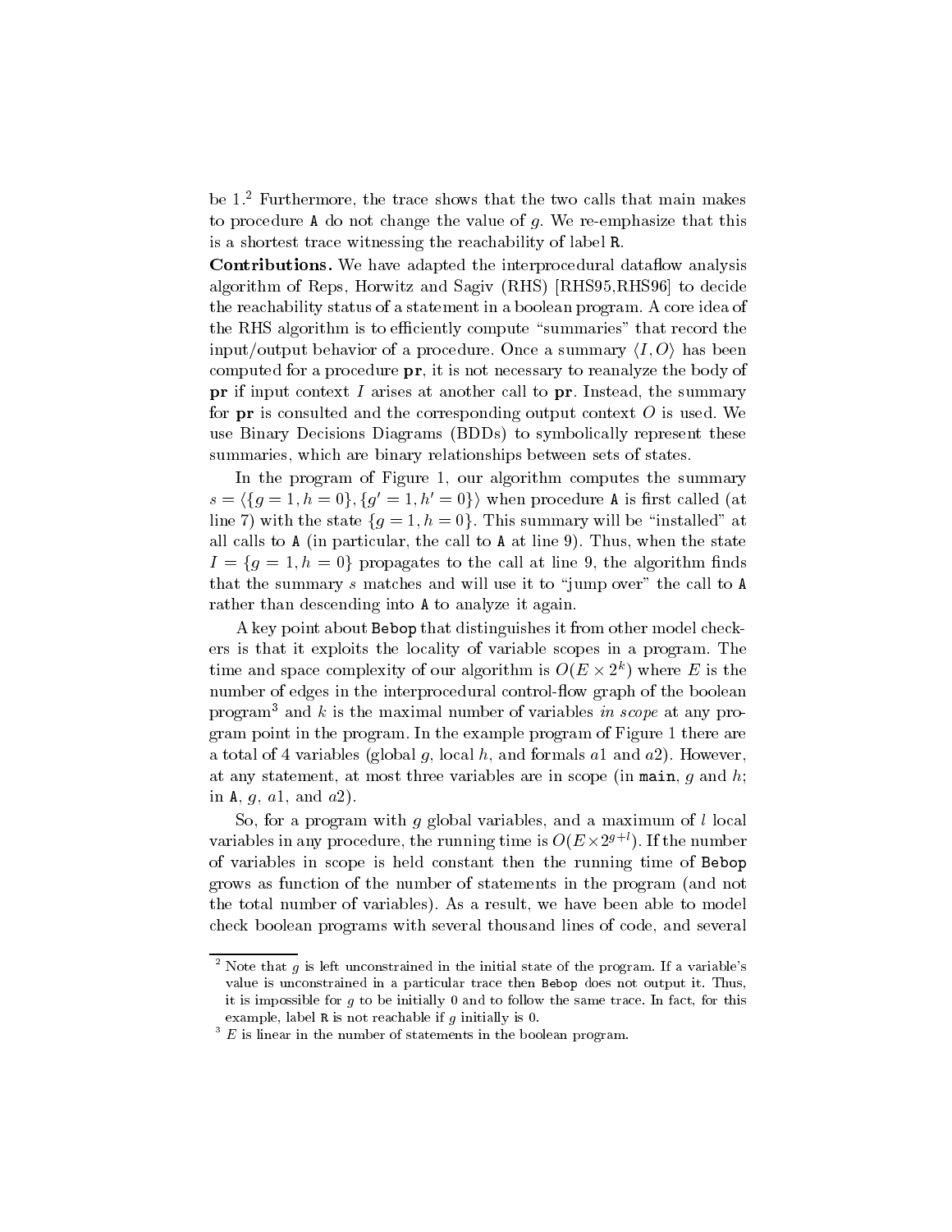be 1.[2] Furthermore, the trace shows that the two calls that main makes to procedure `A` do not change the value of $g$. We re-emphasize that this is a shortest trace witnessing the reachability of label `R`.

**Contributions.** We have adapted the interprocedural dataflow analysis algorithm of Reps, Horwitz and Sagiv (RHS) [RHS95,RHS96] to decide the reachability status of a statement in a boolean program. A core idea of the RHS algorithm is to efficiently compute "summaries" that record the input/output behavior of a procedure. Once a summary $\langle I, O \rangle$ has been computed for a procedure **pr**, it is not necessary to reanalyze the body of **pr** if input context $I$ arises at another call to **pr**. Instead, the summary for **pr** is consulted and the corresponding output context $O$ is used. We use Binary Decisions Diagrams (BDDs) to symbolically represent these summaries, which are binary relationships between sets of states.

In the program of Figure 1, our algorithm computes the summary $s = \langle \{g = 1, h = 0\}, \{g' = 1, h' = 0\} \rangle$ when procedure `A` is first called (at line 7) with the state $\{g = 1, h = 0\}$. This summary will be "installed" at all calls to `A` (in particular, the call to `A` at line 9). Thus, when the state $I = \{g = 1, h = 0\}$ propagates to the call at line 9, the algorithm finds that the summary $s$ matches and will use it to "jump over" the call to `A` rather than descending into `A` to analyze it again.

A key point about `Bebop` that distinguishes it from other model checkers is that it exploits the locality of variable scopes in a program. The time and space complexity of our algorithm is $O(E \times 2^k)$ where $E$ is the number of edges in the interprocedural control-flow graph of the boolean program[3] and $k$ is the maximal number of variables *in scope* at any program point in the program. In the example program of Figure 1 there are a total of 4 variables (global $g$, local $h$, and formals $a1$ and $a2$). However, at any statement, at most three variables are in scope (in `main`, $g$ and $h$; in `A`, $g$, $a1$, and $a2$).

So, for a program with $g$ global variables, and a maximum of $l$ local variables in any procedure, the running time is $O(E \times 2^{g+l})$. If the number of variables in scope is held constant then the running time of `Bebop` grows as function of the number of statements in the program (and not the total number of variables). As a result, we have been able to model check boolean programs with several thousand lines of code, and several

[2] Note that $g$ is left unconstrained in the initial state of the program. If a variable's value is unconstrained in a particular trace then `Bebop` does not output it. Thus, it is impossible for $g$ to be initially 0 and to follow the same trace. In fact, for this example, label `R` is not reachable if $g$ initially is 0.

[3] $E$ is linear in the number of statements in the boolean program.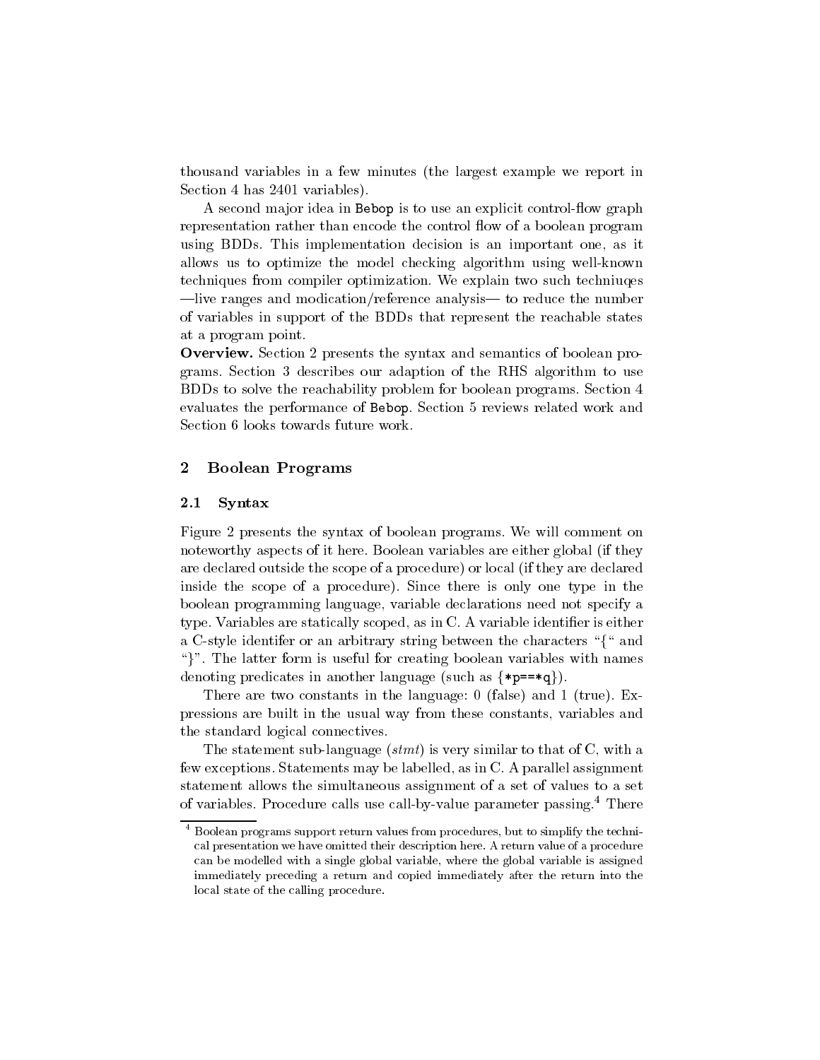thousand variables in a few minutes (the largest example we report in Section 4 has 2401 variables).

A second major idea in Bebop is to use an explicit control-flow graph representation rather than encode the control flow of a boolean program using BDDs. This implementation decision is an important one, as it allows us to optimize the model checking algorithm using well-known techniques from compiler optimization. We explain two such techniuqes —live ranges and modication/reference analysis— to reduce the number of variables in support of the BDDs that represent the reachable states at a program point.

**Overview.** Section 2 presents the syntax and semantics of boolean programs. Section 3 describes our adaption of the RHS algorithm to use BDDs to solve the reachability problem for boolean programs. Section 4 evaluates the performance of Bebop. Section 5 reviews related work and Section 6 looks towards future work.

## 2 Boolean Programs

### 2.1 Syntax

Figure 2 presents the syntax of boolean programs. We will comment on noteworthy aspects of it here. Boolean variables are either global (if they are declared outside the scope of a procedure) or local (if they are declared inside the scope of a procedure). Since there is only one type in the boolean programming language, variable declarations need not specify a type. Variables are statically scoped, as in C. A variable identifier is either a C-style identifer or an arbitrary string between the characters "{" and "}". The latter form is useful for creating boolean variables with names denoting predicates in another language (such as {*p==*q}).

There are two constants in the language: 0 (false) and 1 (true). Expressions are built in the usual way from these constants, variables and the standard logical connectives.

The statement sub-language (*stmt*) is very similar to that of C, with a few exceptions. Statements may be labelled, as in C. A parallel assignment statement allows the simultaneous assignment of a set of values to a set of variables. Procedure calls use call-by-value parameter passing.[4] There

[4] Boolean programs support return values from procedures, but to simplify the technical presentation we have omitted their description here. A return value of a procedure can be modelled with a single global variable, where the global variable is assigned immediately preceding a return and copied immediately after the return into the local state of the calling procedure.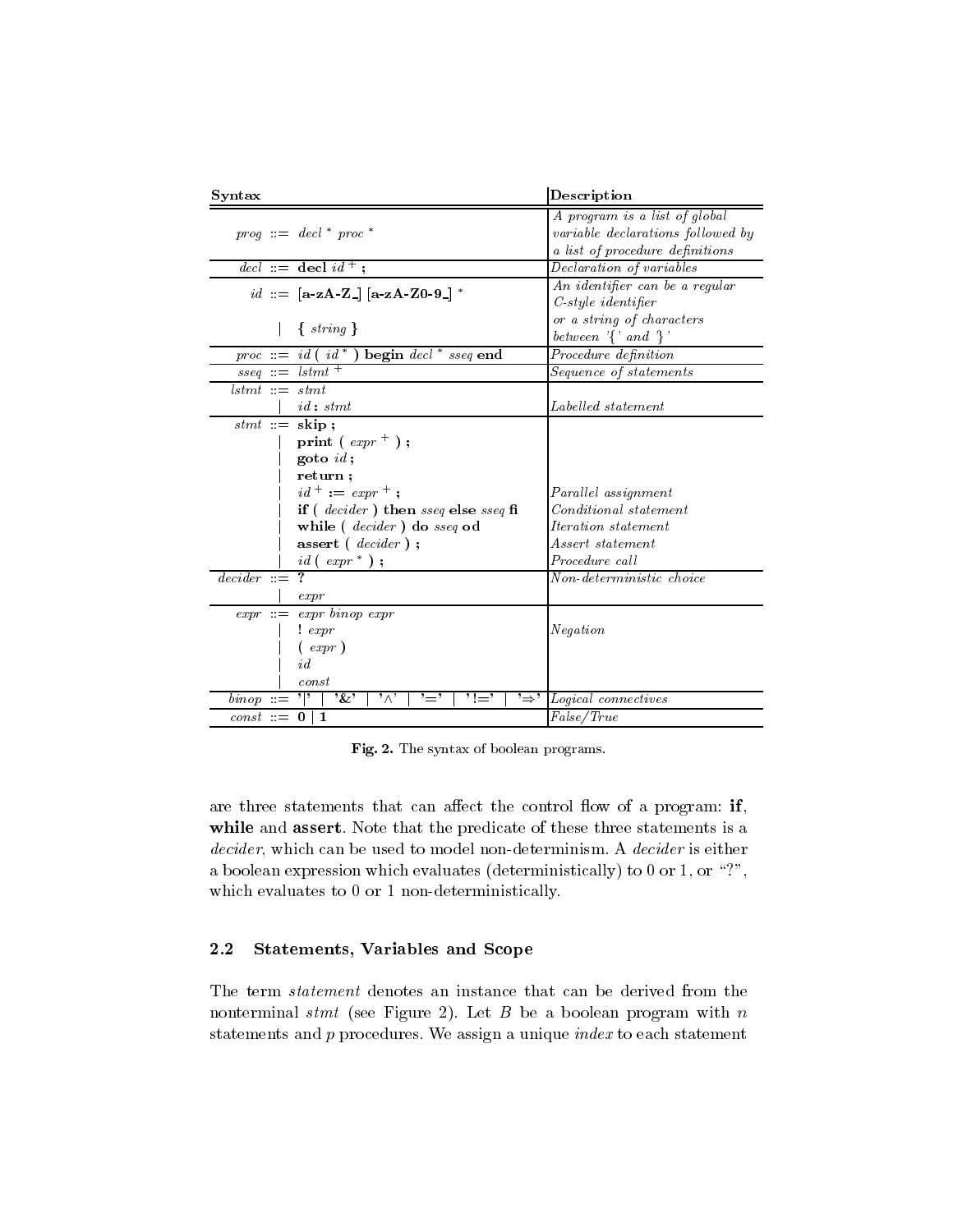| Syntax | Description |
| --- | --- |
| *prog* ::= *decl* * *proc* * | *A program is a list of global variable declarations followed by a list of procedure definitions* |
| *decl* ::= **decl** *id* + **;** | *Declaration of variables* |
| *id* ::= **[a-zA-Z_] [a-zA-Z0-9_]** * | *An identifier can be a regular C-style identifier* |
| &#124; **{** *string* **}** | *or a string of characters between '{' and '}'* |
| *proc* ::= *id* **(** *id* * **) begin** *decl* * *sseq* **end** | *Procedure definition* |
| *sseq* ::= *lstmt* + | *Sequence of statements* |
| *lstmt* ::= *stmt* | |
| &#124; *id* **:** *stmt* | *Labelled statement* |
| *stmt* ::= **skip ;** | |
| &#124; **print (** *expr* + **) ;** | |
| &#124; **goto** *id* **;** | |
| &#124; **return ;** | |
| &#124; *id* + **:=** *expr* + **;** | *Parallel assignment* |
| &#124; **if (** *decider* **) then** *sseq* **else** *sseq* **fi** | *Conditional statement* |
| &#124; **while (** *decider* **) do** *sseq* **od** | *Iteration statement* |
| &#124; **assert (** *decider* **) ;** | *Assert statement* |
| &#124; *id* **(** *expr* * **) ;** | *Procedure call* |
| *decider* ::= **?** | *Non-deterministic choice* |
| &#124; *expr* | |
| *expr* ::= *expr binop expr* | |
| &#124; **!** *expr* | *Negation* |
| &#124; **(** *expr* **)** | |
| &#124; *id* | |
| &#124; *const* | |
| *binop* ::= '&#124;' &#124; '&' &#124; '∧' &#124; '=' &#124; '!=' &#124; '⇒' | *Logical connectives* |
| *const* ::= **0** &#124; **1** | *False/True* |

**Fig. 2.** The syntax of boolean programs.

are three statements that can affect the control flow of a program: **if**, **while** and **assert**. Note that the predicate of these three statements is a *decider*, which can be used to model non-determinism. A *decider* is either a boolean expression which evaluates (deterministically) to 0 or 1, or "?", which evaluates to 0 or 1 non-deterministically.

### 2.2 Statements, Variables and Scope

The term *statement* denotes an instance that can be derived from the nonterminal *stmt* (see Figure 2). Let $B$ be a boolean program with $n$ statements and $p$ procedures. We assign a unique *index* to each statement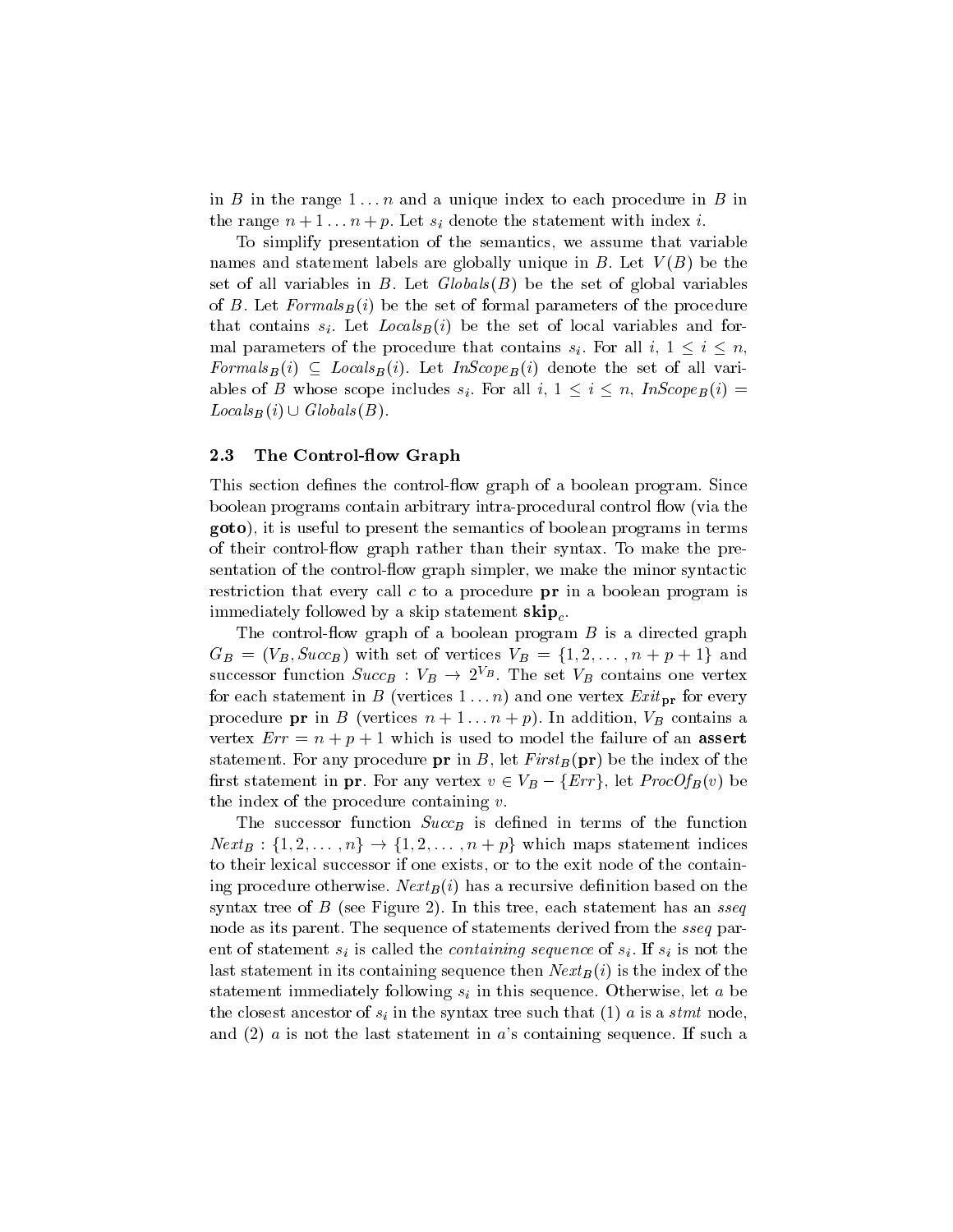in $B$ in the range $1 \ldots n$ and a unique index to each procedure in $B$ in the range $n+1 \ldots n+p$. Let $s_i$ denote the statement with index $i$.

To simplify presentation of the semantics, we assume that variable names and statement labels are globally unique in $B$. Let $V(B)$ be the set of all variables in $B$. Let $Globals(B)$ be the set of global variables of $B$. Let $Formals_B(i)$ be the set of formal parameters of the procedure that contains $s_i$. Let $Locals_B(i)$ be the set of local variables and formal parameters of the procedure that contains $s_i$. For all $i$, $1 \leq i \leq n$, $Formals_B(i) \subseteq Locals_B(i)$. Let $InScope_B(i)$ denote the set of all variables of $B$ whose scope includes $s_i$. For all $i$, $1 \leq i \leq n$, $InScope_B(i) = Locals_B(i) \cup Globals(B)$.

### 2.3 The Control-flow Graph

This section defines the control-flow graph of a boolean program. Since boolean programs contain arbitrary intra-procedural control flow (via the **goto**), it is useful to present the semantics of boolean programs in terms of their control-flow graph rather than their syntax. To make the presentation of the control-flow graph simpler, we make the minor syntactic restriction that every call $c$ to a procedure **pr** in a boolean program is immediately followed by a skip statement $\mathbf{skip}_c$.

The control-flow graph of a boolean program $B$ is a directed graph $G_B = (V_B, Succ_B)$ with set of vertices $V_B = \{1, 2, \ldots, n+p+1\}$ and successor function $Succ_B : V_B \rightarrow 2^{V_B}$. The set $V_B$ contains one vertex for each statement in $B$ (vertices $1 \ldots n$) and one vertex $Exit_{\mathbf{pr}}$ for every procedure **pr** in $B$ (vertices $n+1 \ldots n+p$). In addition, $V_B$ contains a vertex $Err = n+p+1$ which is used to model the failure of an **assert** statement. For any procedure **pr** in $B$, let $First_B(\mathbf{pr})$ be the index of the first statement in **pr**. For any vertex $v \in V_B - \{Err\}$, let $ProcOf_B(v)$ be the index of the procedure containing $v$.

The successor function $Succ_B$ is defined in terms of the function $Next_B : \{1, 2, \ldots, n\} \rightarrow \{1, 2, \ldots, n+p\}$ which maps statement indices to their lexical successor if one exists, or to the exit node of the containing procedure otherwise. $Next_B(i)$ has a recursive definition based on the syntax tree of $B$ (see Figure 2). In this tree, each statement has an *sseq* node as its parent. The sequence of statements derived from the *sseq* parent of statement $s_i$ is called the *containing sequence* of $s_i$. If $s_i$ is not the last statement in its containing sequence then $Next_B(i)$ is the index of the statement immediately following $s_i$ in this sequence. Otherwise, let $a$ be the closest ancestor of $s_i$ in the syntax tree such that (1) $a$ is a *stmt* node, and (2) $a$ is not the last statement in $a$'s containing sequence. If such a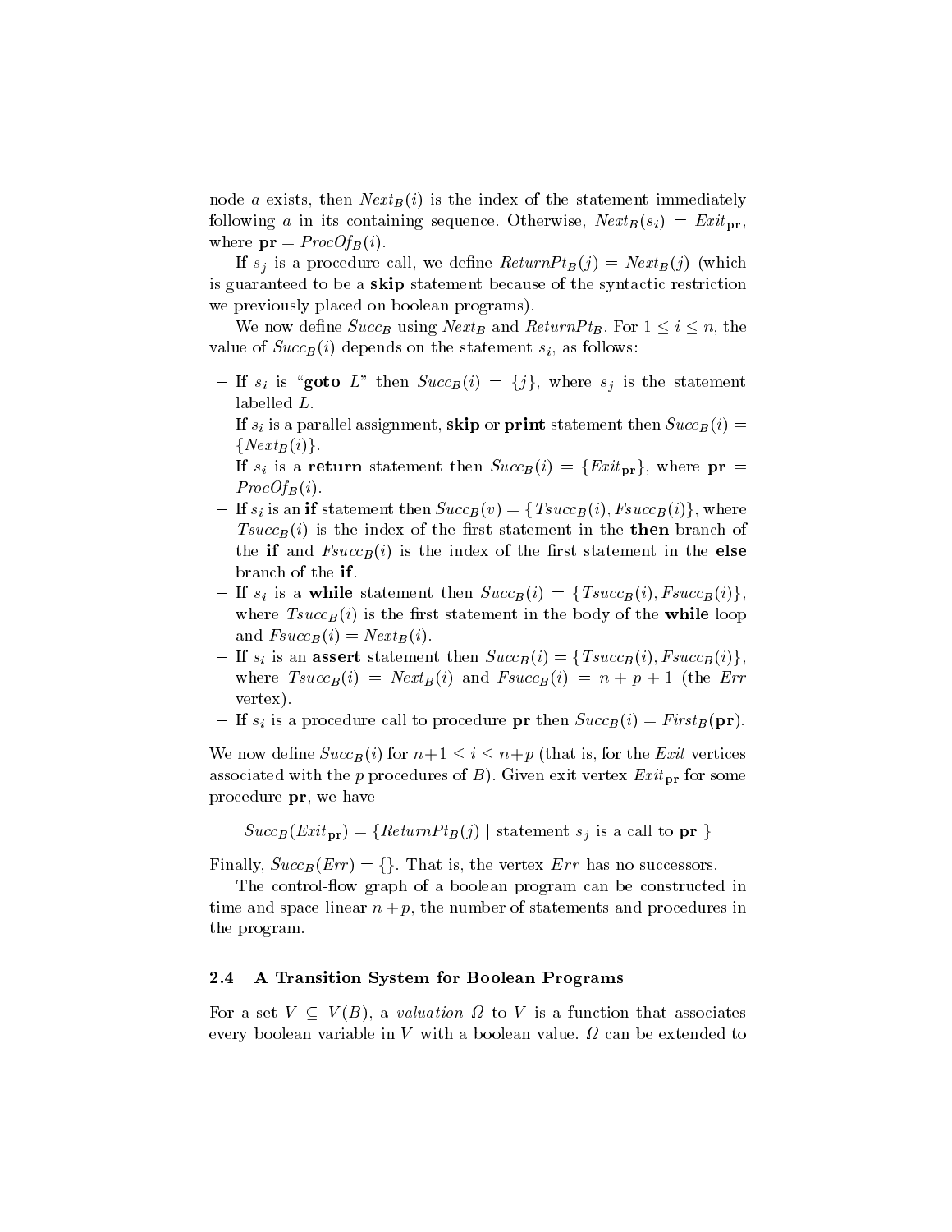node $a$ exists, then $Next_B(i)$ is the index of the statement immediately following $a$ in its containing sequence. Otherwise, $Next_B(s_i) = Exit_{\mathbf{pr}}$, where $\mathbf{pr} = ProcOf_B(i)$.

If $s_j$ is a procedure call, we define $ReturnPt_B(j) = Next_B(j)$ (which is guaranteed to be a **skip** statement because of the syntactic restriction we previously placed on boolean programs).

We now define $Succ_B$ using $Next_B$ and $ReturnPt_B$. For $1 \leq i \leq n$, the value of $Succ_B(i)$ depends on the statement $s_i$, as follows:

- If $s_i$ is "**goto** $L$" then $Succ_B(i) = \{j\}$, where $s_j$ is the statement labelled $L$.
- If $s_i$ is a parallel assignment, **skip** or **print** statement then $Succ_B(i) = \{Next_B(i)\}$.
- If $s_i$ is a **return** statement then $Succ_B(i) = \{Exit_{\mathbf{pr}}\}$, where $\mathbf{pr} = ProcOf_B(i)$.
- If $s_i$ is an **if** statement then $Succ_B(v) = \{Tsucc_B(i), Fsucc_B(i)\}$, where $Tsucc_B(i)$ is the index of the first statement in the **then** branch of the **if** and $Fsucc_B(i)$ is the index of the first statement in the **else** branch of the **if**.
- If $s_i$ is a **while** statement then $Succ_B(i) = \{Tsucc_B(i), Fsucc_B(i)\}$, where $Tsucc_B(i)$ is the first statement in the body of the **while** loop and $Fsucc_B(i) = Next_B(i)$.
- If $s_i$ is an **assert** statement then $Succ_B(i) = \{Tsucc_B(i), Fsucc_B(i)\}$, where $Tsucc_B(i) = Next_B(i)$ and $Fsucc_B(i) = n + p + 1$ (the $Err$ vertex).
- If $s_i$ is a procedure call to procedure $\mathbf{pr}$ then $Succ_B(i) = First_B(\mathbf{pr})$.

We now define $Succ_B(i)$ for $n+1 \leq i \leq n+p$ (that is, for the $Exit$ vertices associated with the $p$ procedures of $B$). Given exit vertex $Exit_{\mathbf{pr}}$ for some procedure $\mathbf{pr}$, we have

$$Succ_B(Exit_{\mathbf{pr}}) = \{ReturnPt_B(j) \mid \text{statement } s_j \text{ is a call to } \mathbf{pr}\ \}$$

Finally, $Succ_B(Err) = \{\}$. That is, the vertex $Err$ has no successors.

The control-flow graph of a boolean program can be constructed in time and space linear $n + p$, the number of statements and procedures in the program.

### 2.4 A Transition System for Boolean Programs

For a set $V \subseteq V(B)$, a *valuation* $\Omega$ to $V$ is a function that associates every boolean variable in $V$ with a boolean value. $\Omega$ can be extended to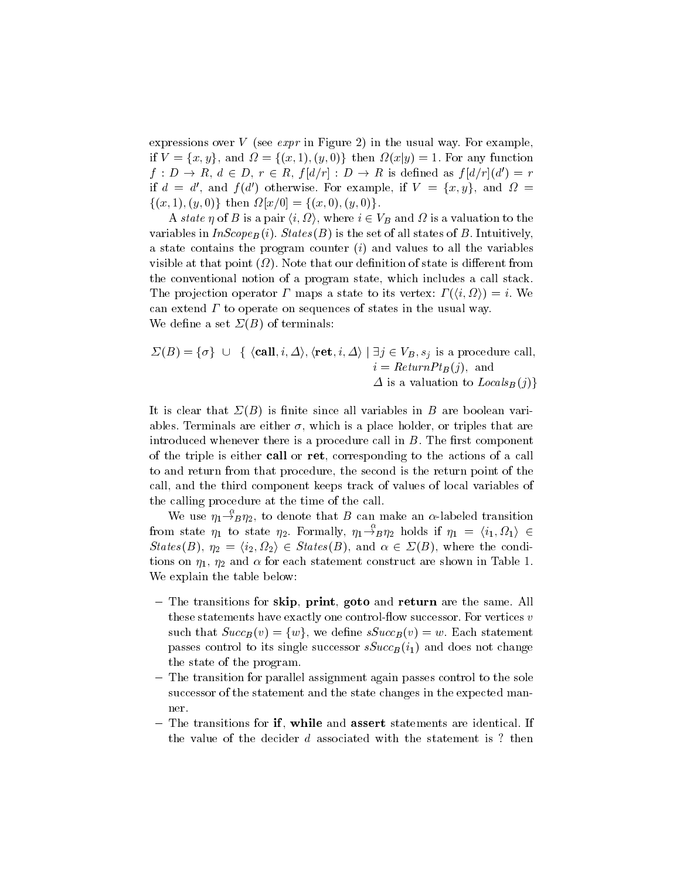expressions over $V$ (see *expr* in Figure 2) in the usual way. For example, if $V = \{x, y\}$, and $\Omega = \{(x, 1), (y, 0)\}$ then $\Omega(x|y) = 1$. For any function $f : D \rightarrow R$, $d \in D$, $r \in R$, $f[d/r] : D \rightarrow R$ is defined as $f[d/r](d') = r$ if $d = d'$, and $f(d')$ otherwise. For example, if $V = \{x, y\}$, and $\Omega = \{(x, 1), (y, 0)\}$ then $\Omega[x/0] = \{(x, 0), (y, 0)\}$.

A *state* $\eta$ of $B$ is a pair $\langle i, \Omega \rangle$, where $i \in V_B$ and $\Omega$ is a valuation to the variables in $\mathit{InScope}_B(i)$. $\mathit{States}(B)$ is the set of all states of $B$. Intuitively, a state contains the program counter ($i$) and values to all the variables visible at that point ($\Omega$). Note that our definition of state is different from the conventional notion of a program state, which includes a call stack. The projection operator $\Gamma$ maps a state to its vertex: $\Gamma(\langle i, \Omega \rangle) = i$. We can extend $\Gamma$ to operate on sequences of states in the usual way.

We define a set $\Sigma(B)$ of terminals:

$$\Sigma(B) = \{\sigma\} \cup \{ \langle \mathbf{call}, i, \Delta \rangle, \langle \mathbf{ret}, i, \Delta \rangle \mid \exists j \in V_B, s_j \text{ is a procedure call}, i = \mathit{ReturnPt}_B(j), \text{ and } \Delta \text{ is a valuation to } \mathit{Locals}_B(j) \}$$

It is clear that $\Sigma(B)$ is finite since all variables in $B$ are boolean variables. Terminals are either $\sigma$, which is a place holder, or triples that are introduced whenever there is a procedure call in $B$. The first component of the triple is either **call** or **ret**, corresponding to the actions of a call to and return from that procedure, the second is the return point of the call, and the third component keeps track of values of local variables of the calling procedure at the time of the call.

We use $\eta_1 \xrightarrow{\alpha}_B \eta_2$, to denote that $B$ can make an $\alpha$-labeled transition from state $\eta_1$ to state $\eta_2$. Formally, $\eta_1 \xrightarrow{\alpha}_B \eta_2$ holds if $\eta_1 = \langle i_1, \Omega_1 \rangle \in \mathit{States}(B)$, $\eta_2 = \langle i_2, \Omega_2 \rangle \in \mathit{States}(B)$, and $\alpha \in \Sigma(B)$, where the conditions on $\eta_1$, $\eta_2$ and $\alpha$ for each statement construct are shown in Table 1. We explain the table below:

- The transitions for **skip**, **print**, **goto** and **return** are the same. All these statements have exactly one control-flow successor. For vertices $v$ such that $\mathit{Succ}_B(v) = \{w\}$, we define $\mathit{sSucc}_B(v) = w$. Each statement passes control to its single successor $\mathit{sSucc}_B(i_1)$ and does not change the state of the program.
- The transition for parallel assignment again passes control to the sole successor of the statement and the state changes in the expected manner.
- The transitions for **if**, **while** and **assert** statements are identical. If the value of the decider $d$ associated with the statement is ? then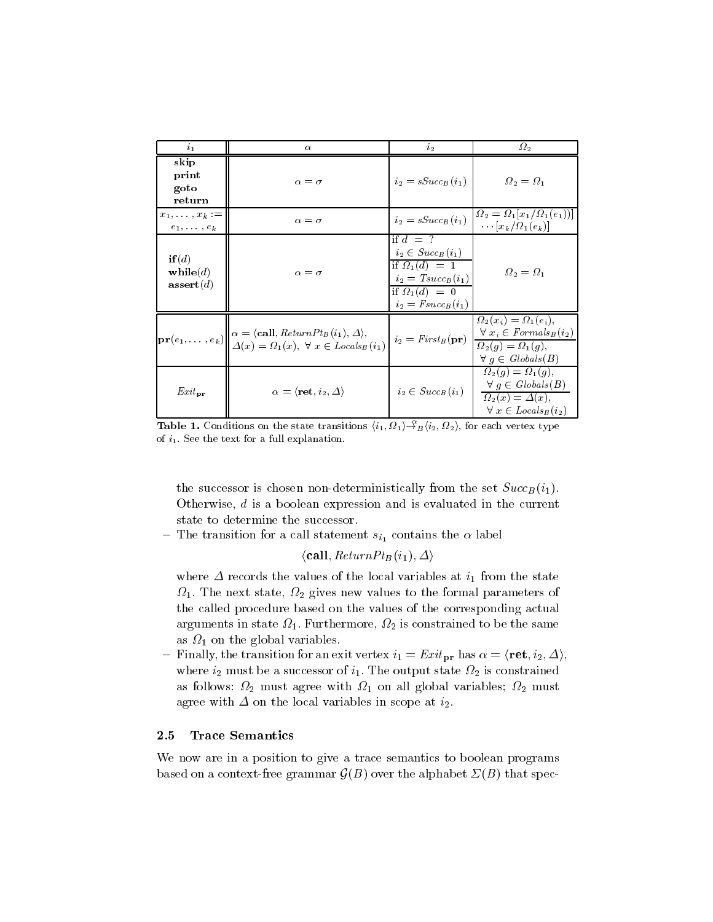| $i_1$ | $\alpha$ | $i_2$ | $\Omega_2$ |
|---|---|---|---|
| **skip** **print** **goto** **return** | $\alpha = \sigma$ | $i_2 = sSucc_B(i_1)$ | $\Omega_2 = \Omega_1$ |
| $x_1, \ldots, x_k :=$ $e_1, \ldots, e_k$ | $\alpha = \sigma$ | $i_2 = sSucc_B(i_1)$ | $\Omega_2 = \Omega_1[x_1/\Omega_1(e_1))] \cdots [x_k/\Omega_1(e_k)]$ |
| **if**$(d)$ **while**$(d)$ **assert**$(d)$ | $\alpha = \sigma$ | if $d$ = ? $i_2 \in Succ_B(i_1)$; if $\Omega_1(d) = 1$ $i_2 = Tsucc_B(i_1)$; if $\Omega_1(d) = 0$ $i_2 = Fsucc_B(i_1)$ | $\Omega_2 = \Omega_1$ |
| $\mathbf{pr}(e_1, \ldots, e_k)$ | $\alpha = \langle \mathbf{call}, ReturnPt_B(i_1), \Delta \rangle$, $\Delta(x) = \Omega_1(x),\ \forall\, x \in Locals_B(i_1)$ | $i_2 = First_B(\mathbf{pr})$ | $\Omega_2(x_i) = \Omega_1(e_i)$, $\forall\, x_i \in Formals_B(i_2)$; $\Omega_2(g) = \Omega_1(g)$, $\forall\, g \in Globals(B)$ |
| $Exit_{\mathbf{pr}}$ | $\alpha = \langle \mathbf{ret}, i_2, \Delta \rangle$ | $i_2 \in Succ_B(i_1)$ | $\Omega_2(g) = \Omega_1(g)$, $\forall\, g \in Globals(B)$; $\Omega_2(x) = \Delta(x)$, $\forall\, x \in Locals_B(i_2)$ |

**Table 1.** Conditions on the state transitions $\langle i_1, \Omega_1 \rangle \xrightarrow{\alpha}_B \langle i_2, \Omega_2 \rangle$, for each vertex type of $i_1$. See the text for a full explanation.

the successor is chosen non-deterministically from the set $Succ_B(i_1)$. Otherwise, $d$ is a boolean expression and is evaluated in the current state to determine the successor.

- The transition for a call statement $s_{i_1}$ contains the $\alpha$ label

$$\langle \mathbf{call}, ReturnPt_B(i_1), \Delta \rangle$$

where $\Delta$ records the values of the local variables at $i_1$ from the state $\Omega_1$. The next state, $\Omega_2$ gives new values to the formal parameters of the called procedure based on the values of the corresponding actual arguments in state $\Omega_1$. Furthermore, $\Omega_2$ is constrained to be the same as $\Omega_1$ on the global variables.
- Finally, the transition for an exit vertex $i_1 = Exit_{\mathbf{pr}}$ has $\alpha = \langle \mathbf{ret}, i_2, \Delta \rangle$, where $i_2$ must be a successor of $i_1$. The output state $\Omega_2$ is constrained as follows: $\Omega_2$ must agree with $\Omega_1$ on all global variables; $\Omega_2$ must agree with $\Delta$ on the local variables in scope at $i_2$.

### 2.5 Trace Semantics

We now are in a position to give a trace semantics to boolean programs based on a context-free grammar $\mathcal{G}(B)$ over the alphabet $\Sigma(B)$ that spec-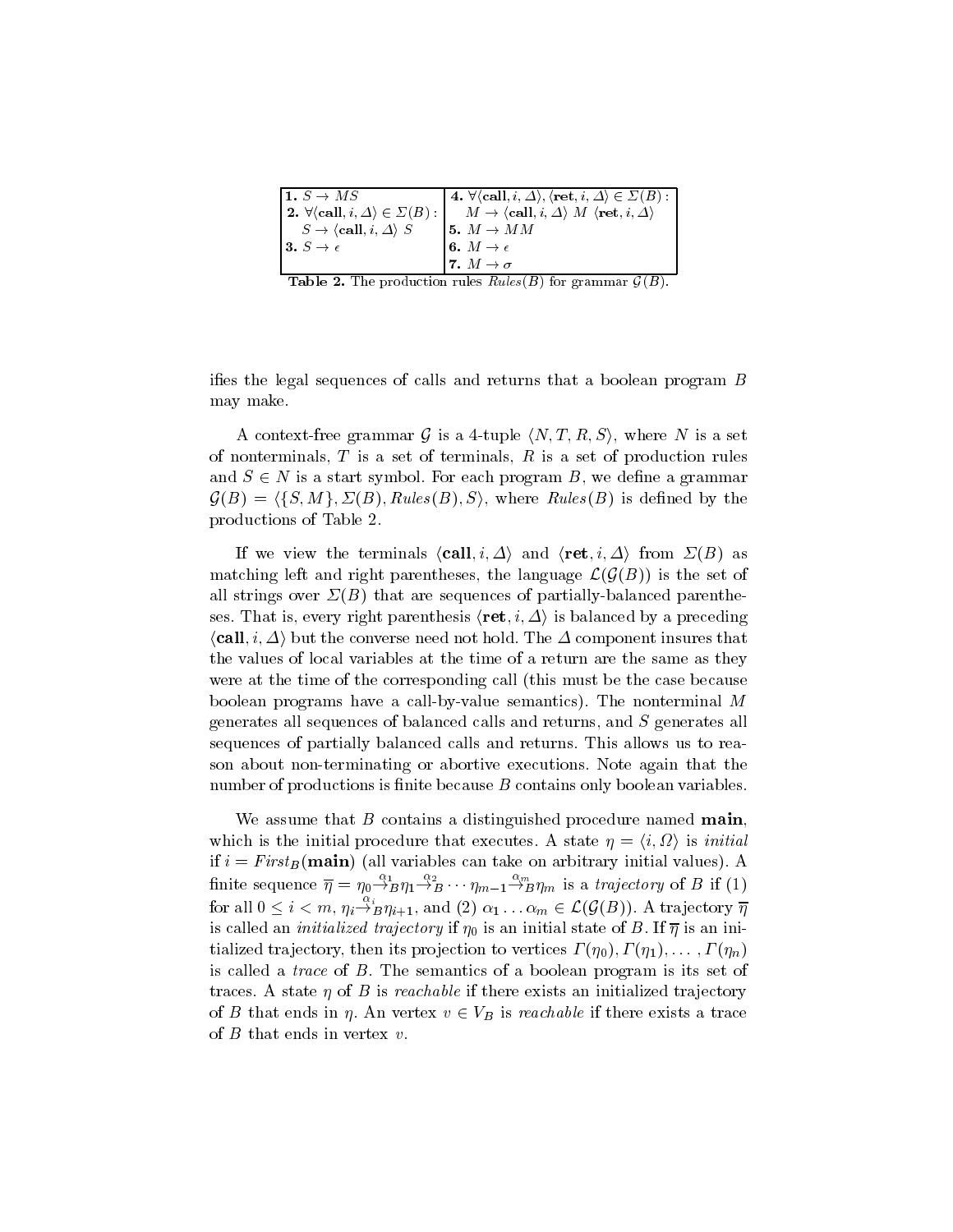| | |
|---|---|
| **1.** $S \to MS$ | **4.** $\forall \langle \mathbf{call}, i, \Delta \rangle, \langle \mathbf{ret}, i, \Delta \rangle \in \Sigma(B):$ |
| **2.** $\forall \langle \mathbf{call}, i, \Delta \rangle \in \Sigma(B):$ | $M \to \langle \mathbf{call}, i, \Delta \rangle \; M \; \langle \mathbf{ret}, i, \Delta \rangle$ |
| $S \to \langle \mathbf{call}, i, \Delta \rangle \; S$ | **5.** $M \to MM$ |
| **3.** $S \to \epsilon$ | **6.** $M \to \epsilon$ |
| | **7.** $M \to \sigma$ |

**Table 2.** The production rules *Rules*$(B)$ for grammar $\mathcal{G}(B)$.

ifies the legal sequences of calls and returns that a boolean program $B$ may make.

A context-free grammar $\mathcal{G}$ is a 4-tuple $\langle N, T, R, S \rangle$, where $N$ is a set of nonterminals, $T$ is a set of terminals, $R$ is a set of production rules and $S \in N$ is a start symbol. For each program $B$, we define a grammar $\mathcal{G}(B) = \langle \{S, M\}, \Sigma(B), \mathit{Rules}(B), S \rangle$, where $\mathit{Rules}(B)$ is defined by the productions of Table 2.

If we view the terminals $\langle \mathbf{call}, i, \Delta \rangle$ and $\langle \mathbf{ret}, i, \Delta \rangle$ from $\Sigma(B)$ as matching left and right parentheses, the language $\mathcal{L}(\mathcal{G}(B))$ is the set of all strings over $\Sigma(B)$ that are sequences of partially-balanced parentheses. That is, every right parenthesis $\langle \mathbf{ret}, i, \Delta \rangle$ is balanced by a preceding $\langle \mathbf{call}, i, \Delta \rangle$ but the converse need not hold. The $\Delta$ component insures that the values of local variables at the time of a return are the same as they were at the time of the corresponding call (this must be the case because boolean programs have a call-by-value semantics). The nonterminal $M$ generates all sequences of balanced calls and returns, and $S$ generates all sequences of partially balanced calls and returns. This allows us to reason about non-terminating or abortive executions. Note again that the number of productions is finite because $B$ contains only boolean variables.

We assume that $B$ contains a distinguished procedure named **main**, which is the initial procedure that executes. A state $\eta = \langle i, \Omega \rangle$ is *initial* if $i = \mathit{First}_B(\mathbf{main})$ (all variables can take on arbitrary initial values). A finite sequence $\overline{\eta} = \eta_0 \xrightarrow{\alpha_1}_B \eta_1 \xrightarrow{\alpha_2}_B \cdots \eta_{m-1} \xrightarrow{\alpha_m}_B \eta_m$ is a *trajectory* of $B$ if (1) for all $0 \leq i < m$, $\eta_i \xrightarrow{\alpha_i}_B \eta_{i+1}$, and (2) $\alpha_1 \ldots \alpha_m \in \mathcal{L}(\mathcal{G}(B))$. A trajectory $\overline{\eta}$ is called an *initialized trajectory* if $\eta_0$ is an initial state of $B$. If $\overline{\eta}$ is an initialized trajectory, then its projection to vertices $\Gamma(\eta_0), \Gamma(\eta_1), \ldots, \Gamma(\eta_n)$ is called a *trace* of $B$. The semantics of a boolean program is its set of traces. A state $\eta$ of $B$ is *reachable* if there exists an initialized trajectory of $B$ that ends in $\eta$. An vertex $v \in V_B$ is *reachable* if there exists a trace of $B$ that ends in vertex $v$.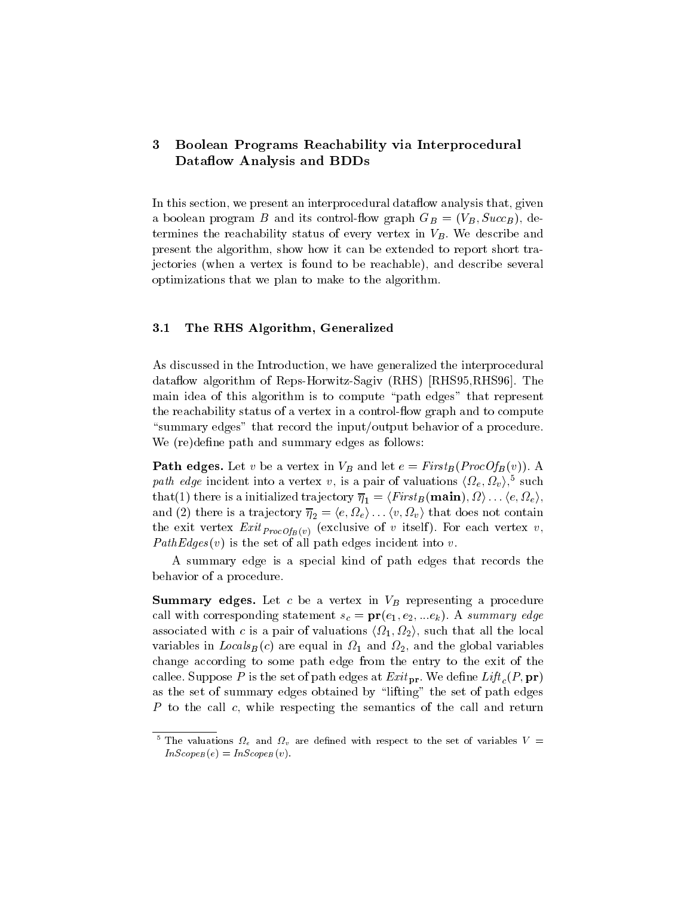## 3 Boolean Programs Reachability via Interprocedural Dataflow Analysis and BDDs

In this section, we present an interprocedural dataflow analysis that, given a boolean program $B$ and its control-flow graph $G_B = (V_B, Succ_B)$, determines the reachability status of every vertex in $V_B$. We describe and present the algorithm, show how it can be extended to report short trajectories (when a vertex is found to be reachable), and describe several optimizations that we plan to make to the algorithm.

### 3.1 The RHS Algorithm, Generalized

As discussed in the Introduction, we have generalized the interprocedural dataflow algorithm of Reps-Horwitz-Sagiv (RHS) [RHS95,RHS96]. The main idea of this algorithm is to compute "path edges" that represent the reachability status of a vertex in a control-flow graph and to compute "summary edges" that record the input/output behavior of a procedure. We (re)define path and summary edges as follows:

**Path edges.** Let $v$ be a vertex in $V_B$ and let $e = First_B(ProcOf_B(v))$. A *path edge* incident into a vertex $v$, is a pair of valuations $\langle \Omega_e, \Omega_v \rangle$,[5] such that(1) there is a initialized trajectory $\overline{\eta}_1 = \langle First_B(\mathbf{main}), \Omega \rangle \ldots \langle e, \Omega_e \rangle$, and (2) there is a trajectory $\overline{\eta}_2 = \langle e, \Omega_e \rangle \ldots \langle v, \Omega_v \rangle$ that does not contain the exit vertex $Exit_{ProcOf_B(v)}$ (exclusive of $v$ itself). For each vertex $v$, $PathEdges(v)$ is the set of all path edges incident into $v$.

A summary edge is a special kind of path edges that records the behavior of a procedure.

**Summary edges.** Let $c$ be a vertex in $V_B$ representing a procedure call with corresponding statement $s_c = \mathbf{pr}(e_1, e_2, ...e_k)$. A *summary edge* associated with $c$ is a pair of valuations $\langle \Omega_1, \Omega_2 \rangle$, such that all the local variables in $Locals_B(c)$ are equal in $\Omega_1$ and $\Omega_2$, and the global variables change according to some path edge from the entry to the exit of the callee. Suppose $P$ is the set of path edges at $Exit_{\mathbf{pr}}$. We define $Lift_c(P, \mathbf{pr})$ as the set of summary edges obtained by "lifting" the set of path edges $P$ to the call $c$, while respecting the semantics of the call and return

[5] The valuations $\Omega_e$ and $\Omega_v$ are defined with respect to the set of variables $V = InScope_B(e) = InScope_B(v)$.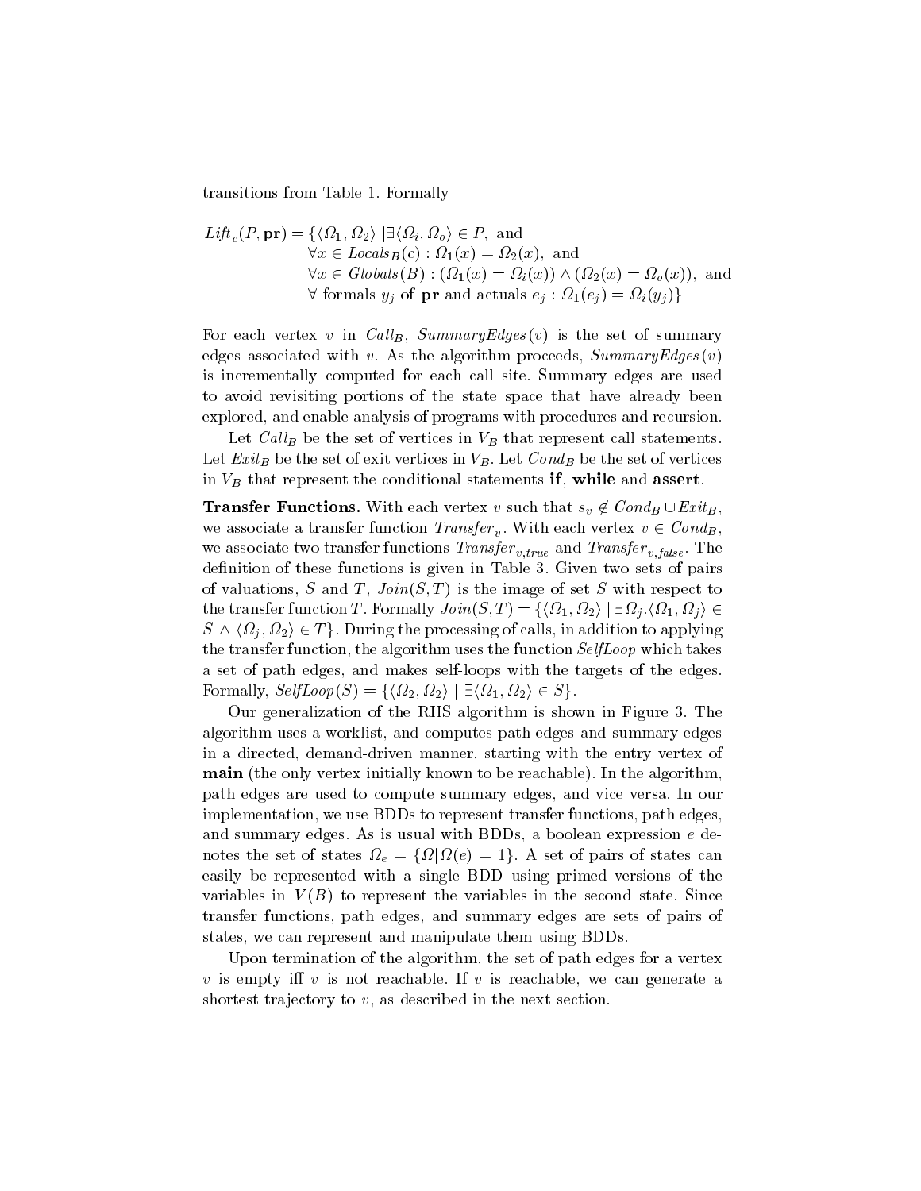transitions from Table 1. Formally

$$
\begin{aligned}
\mathit{Lift}_c(P, \mathbf{pr}) = \{\langle \Omega_1, \Omega_2 \rangle \mid & \exists \langle \Omega_i, \Omega_o \rangle \in P, \text{ and} \\
& \forall x \in \mathit{Locals}_B(c) : \Omega_1(x) = \Omega_2(x), \text{ and} \\
& \forall x \in \mathit{Globals}(B) : (\Omega_1(x) = \Omega_i(x)) \wedge (\Omega_2(x) = \Omega_o(x)), \text{ and} \\
& \forall \text{ formals } y_j \text{ of } \mathbf{pr} \text{ and actuals } e_j : \Omega_1(e_j) = \Omega_i(y_j)\}
\end{aligned}
$$

For each vertex $v$ in $\mathit{Call}_B$, $\mathit{SummaryEdges}(v)$ is the set of summary edges associated with $v$. As the algorithm proceeds, $\mathit{SummaryEdges}(v)$ is incrementally computed for each call site. Summary edges are used to avoid revisiting portions of the state space that have already been explored, and enable analysis of programs with procedures and recursion.

Let $\mathit{Call}_B$ be the set of vertices in $V_B$ that represent call statements. Let $\mathit{Exit}_B$ be the set of exit vertices in $V_B$. Let $\mathit{Cond}_B$ be the set of vertices in $V_B$ that represent the conditional statements **if**, **while** and **assert**.

**Transfer Functions.** With each vertex $v$ such that $s_v \notin \mathit{Cond}_B \cup \mathit{Exit}_B$, we associate a transfer function $\mathit{Transfer}_v$. With each vertex $v \in \mathit{Cond}_B$, we associate two transfer functions $\mathit{Transfer}_{v,true}$ and $\mathit{Transfer}_{v,false}$. The definition of these functions is given in Table 3. Given two sets of pairs of valuations, $S$ and $T$, $\mathit{Join}(S,T)$ is the image of set $S$ with respect to the transfer function $T$. Formally $\mathit{Join}(S,T) = \{\langle \Omega_1, \Omega_2 \rangle \mid \exists \Omega_j . \langle \Omega_1, \Omega_j \rangle \in S \wedge \langle \Omega_j, \Omega_2 \rangle \in T\}$. During the processing of calls, in addition to applying the transfer function, the algorithm uses the function *SelfLoop* which takes a set of path edges, and makes self-loops with the targets of the edges. Formally, $\mathit{SelfLoop}(S) = \{\langle \Omega_2, \Omega_2 \rangle \mid \exists \langle \Omega_1, \Omega_2 \rangle \in S\}$.

Our generalization of the RHS algorithm is shown in Figure 3. The algorithm uses a worklist, and computes path edges and summary edges in a directed, demand-driven manner, starting with the entry vertex of **main** (the only vertex initially known to be reachable). In the algorithm, path edges are used to compute summary edges, and vice versa. In our implementation, we use BDDs to represent transfer functions, path edges, and summary edges. As is usual with BDDs, a boolean expression $e$ denotes the set of states $\Omega_e = \{\Omega \mid \Omega(e) = 1\}$. A set of pairs of states can easily be represented with a single BDD using primed versions of the variables in $V(B)$ to represent the variables in the second state. Since transfer functions, path edges, and summary edges are sets of pairs of states, we can represent and manipulate them using BDDs.

Upon termination of the algorithm, the set of path edges for a vertex $v$ is empty iff $v$ is not reachable. If $v$ is reachable, we can generate a shortest trajectory to $v$, as described in the next section.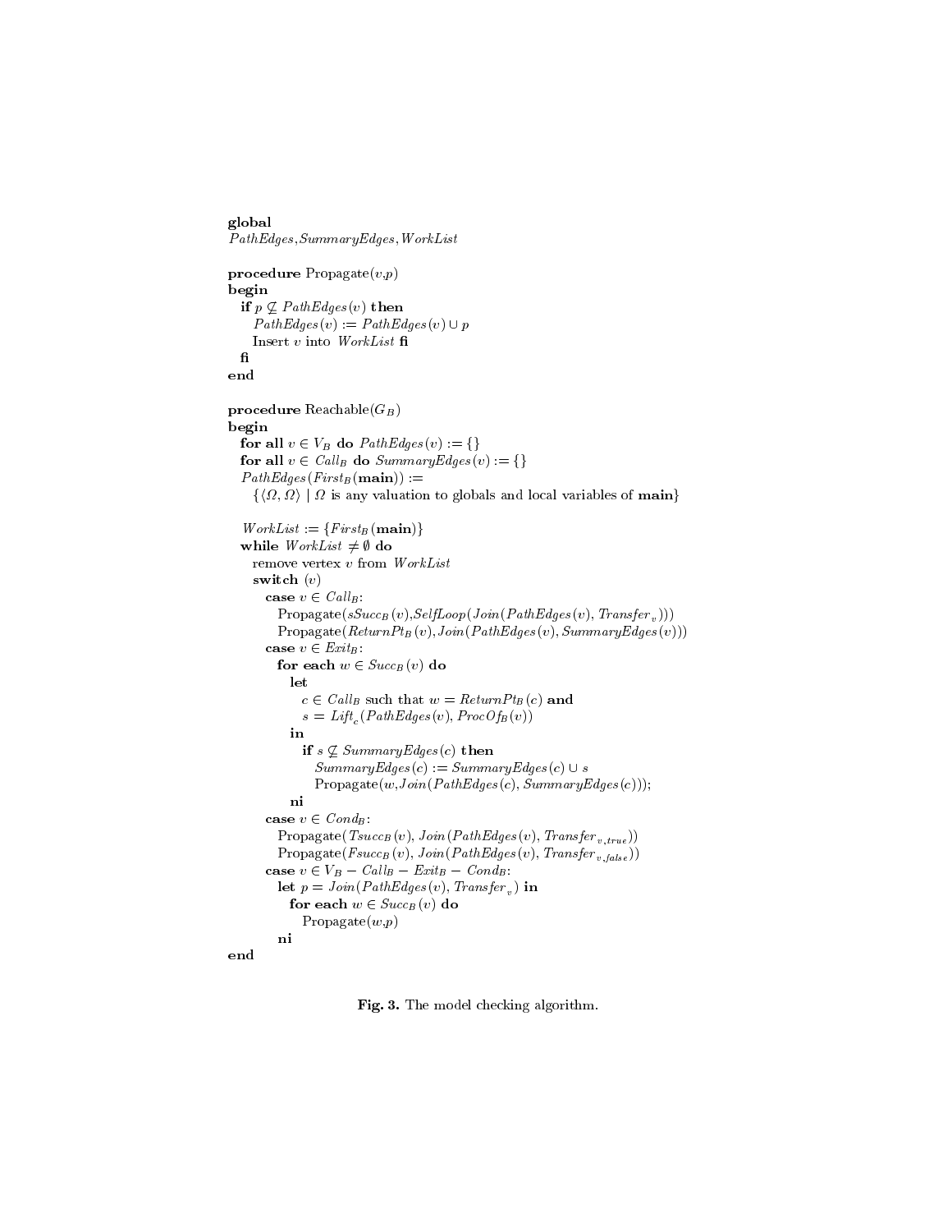```
global
PathEdges, SummaryEdges, WorkList

procedure Propagate(v,p)
begin
  if p ⊈ PathEdges(v) then
    PathEdges(v) := PathEdges(v) ∪ p
    Insert v into WorkList fi
  fi
end

procedure Reachable(G_B)
begin
  for all v ∈ V_B do PathEdges(v) := {}
  for all v ∈ Call_B do SummaryEdges(v) := {}
  PathEdges(First_B(main)) :=
    {⟨Ω, Ω⟩ | Ω is any valuation to globals and local variables of main}

  WorkList := {First_B(main)}
  while WorkList ≠ ∅ do
    remove vertex v from WorkList
    switch (v)
      case v ∈ Call_B:
        Propagate(sSucc_B(v),SelfLoop(Join(PathEdges(v), Transfer_v)))
        Propagate(ReturnPt_B(v),Join(PathEdges(v), SummaryEdges(v)))
      case v ∈ Exit_B:
        for each w ∈ Succ_B(v) do
          let
            c ∈ Call_B such that w = ReturnPt_B(c) and
            s = Lift_c(PathEdges(v), ProcOf_B(v))
          in
            if s ⊈ SummaryEdges(c) then
              SummaryEdges(c) := SummaryEdges(c) ∪ s
              Propagate(w,Join(PathEdges(c), SummaryEdges(c)));
          ni
      case v ∈ Cond_B:
        Propagate(Tsucc_B(v), Join(PathEdges(v), Transfer_{v,true}))
        Propagate(Fsucc_B(v), Join(PathEdges(v), Transfer_{v,false}))
      case v ∈ V_B − Call_B − Exit_B − Cond_B:
        let p = Join(PathEdges(v), Transfer_v) in
          for each w ∈ Succ_B(v) do
            Propagate(w,p)
        ni
end
```

**Fig. 3.** The model checking algorithm.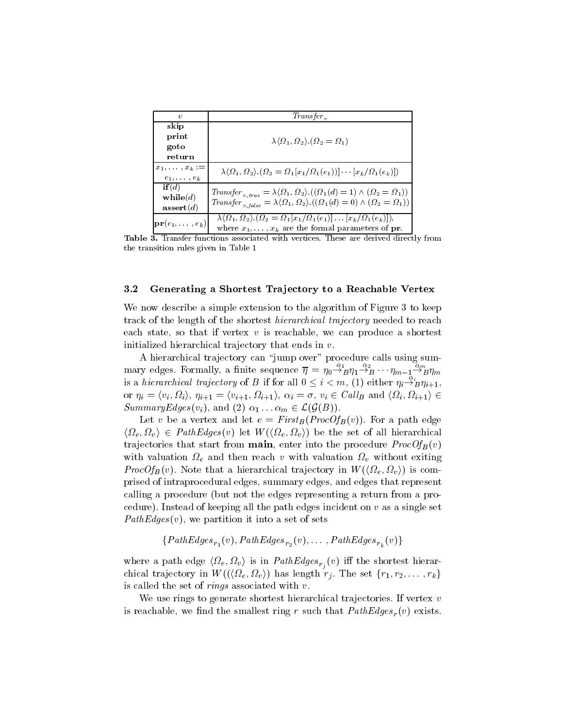| $v$ | $Transfer_v$ |
|---|---|
| **skip** **print** **goto** **return** | $\lambda\langle\Omega_1, \Omega_2\rangle.(\Omega_2 = \Omega_1)$ |
| $x_1, \ldots, x_k := e_1, \ldots, e_k$ | $\lambda\langle\Omega_1, \Omega_2\rangle.(\Omega_2 = \Omega_1[x_1/\Omega_1(e_1)]\cdots[x_k/\Omega_1(e_k)])$ |
| **if**$(d)$ **while**$(d)$ **assert**$(d)$ | $Transfer_{v,true} = \lambda\langle\Omega_1, \Omega_2\rangle.((\Omega_1(d) = 1) \wedge (\Omega_2 = \Omega_1))$ $Transfer_{v,false} = \lambda\langle\Omega_1, \Omega_2\rangle.((\Omega_1(d) = 0) \wedge (\Omega_2 = \Omega_1))$ |
| $\mathbf{pr}(e_1, \ldots, e_k)$ | $\lambda\langle\Omega_1, \Omega_2\rangle.(\Omega_2 = \Omega_1[x_1/\Omega_1(e_1)]\ldots[x_k/\Omega_1(e_k)])$, where $x_1, \ldots, x_k$ are the formal parameters of **pr**. |

**Table 3.** Transfer functions associated with vertices. These are derived directly from the transition rules given in Table 1

### 3.2 Generating a Shortest Trajectory to a Reachable Vertex

We now describe a simple extension to the algorithm of Figure 3 to keep track of the length of the shortest *hierarchical trajectory* needed to reach each state, so that if vertex $v$ is reachable, we can produce a shortest initialized hierarchical trajectory that ends in $v$.

A hierarchical trajectory can "jump over" procedure calls using summary edges. Formally, a finite sequence $\overline{\eta} = \eta_0 \xrightarrow{\alpha_1}_B \eta_1 \xrightarrow{\alpha_2}_B \cdots \eta_{m-1} \xrightarrow{\alpha_m}_B \eta_m$ is a *hierarchical trajectory* of $B$ if for all $0 \leq i < m$, (1) either $\eta_i \xrightarrow{\alpha_i}_B \eta_{i+1}$, or $\eta_i = \langle v_i, \Omega_i\rangle$, $\eta_{i+1} = \langle v_{i+1}, \Omega_{i+1}\rangle$, $\alpha_i = \sigma$, $v_i \in Call_B$ and $\langle \Omega_i, \Omega_{i+1}\rangle \in SummaryEdges(v_i)$, and (2) $\alpha_1 \ldots \alpha_m \in \mathcal{L}(\mathcal{G}(B))$.

Let $v$ be a vertex and let $e = First_B(ProcOf_B(v))$. For a path edge $\langle \Omega_e, \Omega_v\rangle \in PathEdges(v)$ let $W(\langle \Omega_e, \Omega_v\rangle)$ be the set of all hierarchical trajectories that start from **main**, enter into the procedure $ProcOf_B(v)$ with valuation $\Omega_e$ and then reach $v$ with valuation $\Omega_v$ without exiting $ProcOf_B(v)$. Note that a hierarchical trajectory in $W(\langle \Omega_e, \Omega_v\rangle)$ is comprised of intraprocedural edges, summary edges, and edges that represent calling a procedure (but not the edges representing a return from a procedure). Instead of keeping all the path edges incident on $v$ as a single set $PathEdges(v)$, we partition it into a set of sets

$$\{PathEdges_{r_1}(v), PathEdges_{r_2}(v), \ldots, PathEdges_{r_k}(v)\}$$

where a path edge $\langle \Omega_e, \Omega_v\rangle$ is in $PathEdges_{r_j}(v)$ iff the shortest hierarchical trajectory in $W((\langle \Omega_e, \Omega_v\rangle)$ has length $r_j$. The set $\{r_1, r_2, \ldots, r_k\}$ is called the set of *rings* associated with $v$.

We use rings to generate shortest hierarchical trajectories. If vertex $v$ is reachable, we find the smallest ring $r$ such that $PathEdges_r(v)$ exists.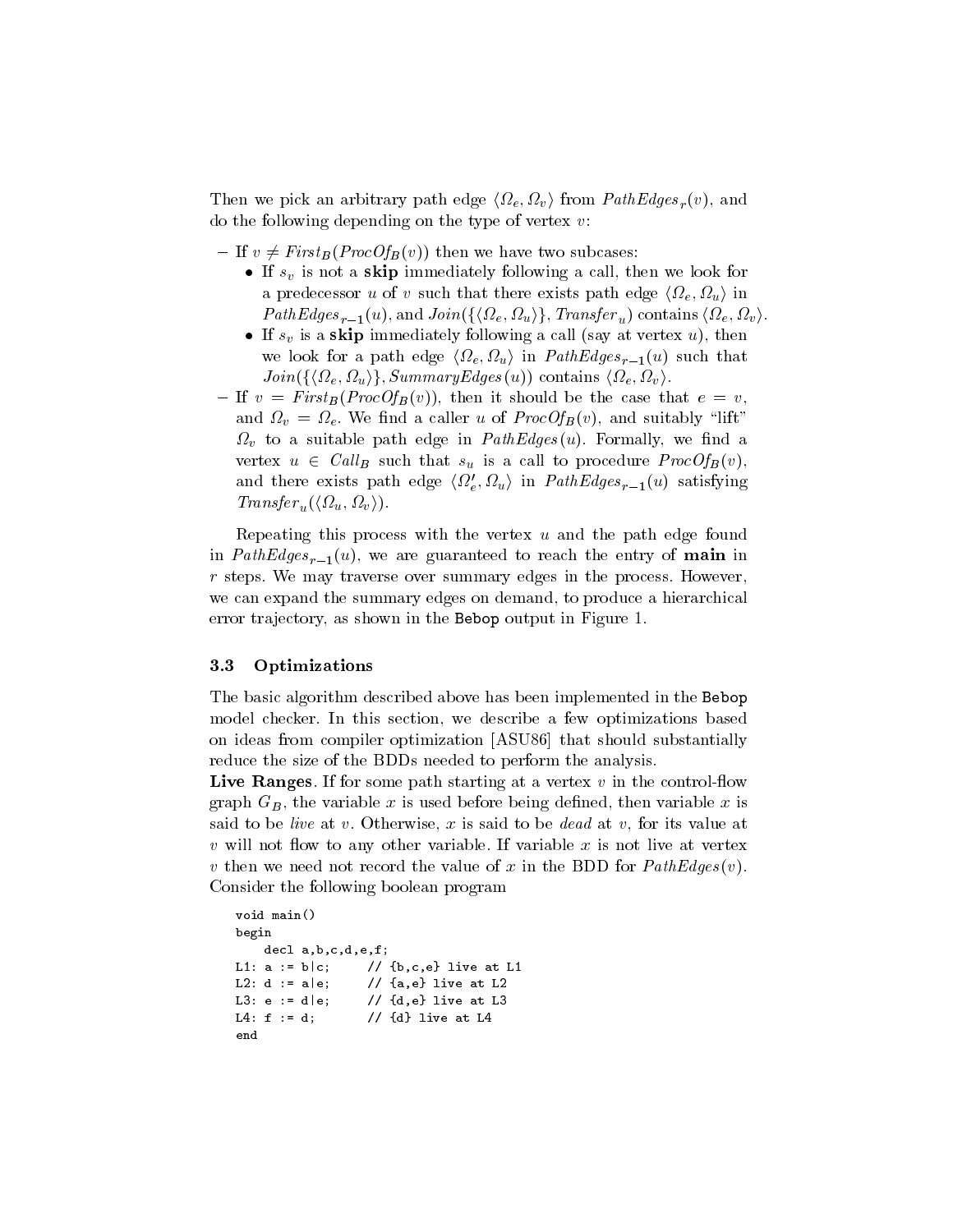Then we pick an arbitrary path edge $\langle \Omega_e, \Omega_v \rangle$ from $PathEdges_r(v)$, and do the following depending on the type of vertex $v$:

- If $v \neq First_B(ProcOf_B(v))$ then we have two subcases:
  - If $s_v$ is not a **skip** immediately following a call, then we look for a predecessor $u$ of $v$ such that there exists path edge $\langle \Omega_e, \Omega_u \rangle$ in $PathEdges_{r-1}(u)$, and $Join(\{\langle \Omega_e, \Omega_u \rangle\}, Transfer_u)$ contains $\langle \Omega_e, \Omega_v \rangle$.
  - If $s_v$ is a **skip** immediately following a call (say at vertex $u$), then we look for a path edge $\langle \Omega_e, \Omega_u \rangle$ in $PathEdges_{r-1}(u)$ such that $Join(\{\langle \Omega_e, \Omega_u \rangle\}, SummaryEdges(u))$ contains $\langle \Omega_e, \Omega_v \rangle$.
- If $v = First_B(ProcOf_B(v))$, then it should be the case that $e = v$, and $\Omega_v = \Omega_e$. We find a caller $u$ of $ProcOf_B(v)$, and suitably "lift" $\Omega_v$ to a suitable path edge in $PathEdges(u)$. Formally, we find a vertex $u \in Call_B$ such that $s_u$ is a call to procedure $ProcOf_B(v)$, and there exists path edge $\langle \Omega'_e, \Omega_u \rangle$ in $PathEdges_{r-1}(u)$ satisfying $Transfer_u(\langle \Omega_u, \Omega_v \rangle)$.

Repeating this process with the vertex $u$ and the path edge found in $PathEdges_{r-1}(u)$, we are guaranteed to reach the entry of **main** in $r$ steps. We may traverse over summary edges in the process. However, we can expand the summary edges on demand, to produce a hierarchical error trajectory, as shown in the Bebop output in Figure 1.

### 3.3 Optimizations

The basic algorithm described above has been implemented in the Bebop model checker. In this section, we describe a few optimizations based on ideas from compiler optimization [ASU86] that should substantially reduce the size of the BDDs needed to perform the analysis.

**Live Ranges**. If for some path starting at a vertex $v$ in the control-flow graph $G_B$, the variable $x$ is used before being defined, then variable $x$ is said to be *live* at $v$. Otherwise, $x$ is said to be *dead* at $v$, for its value at $v$ will not flow to any other variable. If variable $x$ is not live at vertex $v$ then we need not record the value of $x$ in the BDD for $PathEdges(v)$. Consider the following boolean program

```
void main()
begin
    decl a,b,c,d,e,f;
L1: a := b|c;      // {b,c,e} live at L1
L2: d := a|e;      // {a,e} live at L2
L3: e := d|e;      // {d,e} live at L3
L4: f := d;        // {d} live at L4
end
```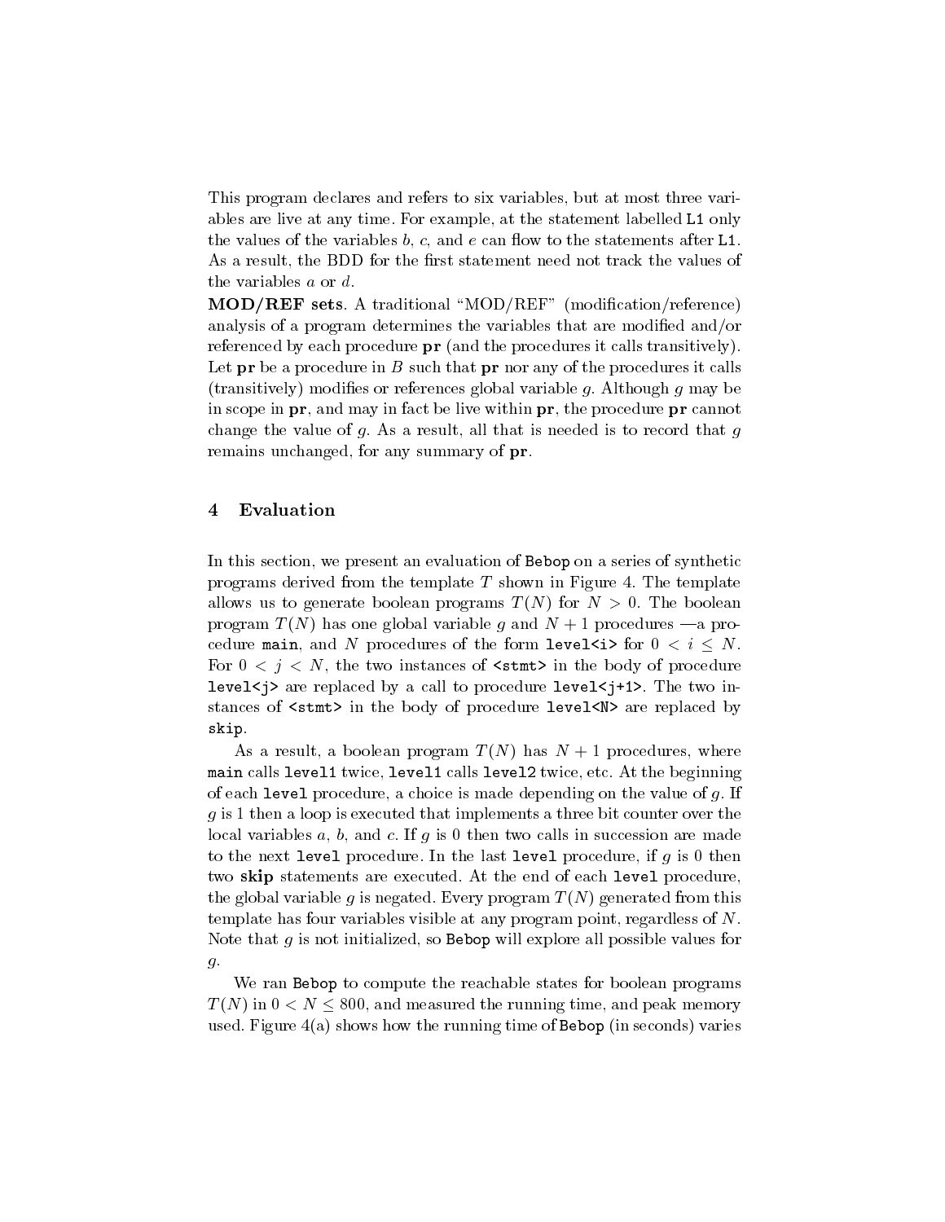This program declares and refers to six variables, but at most three variables are live at any time. For example, at the statement labelled `L1` only the values of the variables $b$, $c$, and $e$ can flow to the statements after `L1`. As a result, the BDD for the first statement need not track the values of the variables $a$ or $d$.

**MOD/REF sets**. A traditional "MOD/REF" (modification/reference) analysis of a program determines the variables that are modified and/or referenced by each procedure **pr** (and the procedures it calls transitively). Let **pr** be a procedure in $B$ such that **pr** nor any of the procedures it calls (transitively) modifies or references global variable $g$. Although $g$ may be in scope in **pr**, and may in fact be live within **pr**, the procedure **pr** cannot change the value of $g$. As a result, all that is needed is to record that $g$ remains unchanged, for any summary of **pr**.

## 4 Evaluation

In this section, we present an evaluation of `Bebop` on a series of synthetic programs derived from the template $T$ shown in Figure 4. The template allows us to generate boolean programs $T(N)$ for $N > 0$. The boolean program $T(N)$ has one global variable $g$ and $N + 1$ procedures —a procedure `main`, and $N$ procedures of the form `level<i>` for $0 < i \leq N$. For $0 < j < N$, the two instances of `<stmt>` in the body of procedure `level<j>` are replaced by a call to procedure `level<j+1>`. The two instances of `<stmt>` in the body of procedure `level<N>` are replaced by `skip`.

As a result, a boolean program $T(N)$ has $N + 1$ procedures, where `main` calls `level1` twice, `level1` calls `level2` twice, etc. At the beginning of each `level` procedure, a choice is made depending on the value of $g$. If $g$ is 1 then a loop is executed that implements a three bit counter over the local variables $a$, $b$, and $c$. If $g$ is 0 then two calls in succession are made to the next `level` procedure. In the last `level` procedure, if $g$ is 0 then two **skip** statements are executed. At the end of each `level` procedure, the global variable $g$ is negated. Every program $T(N)$ generated from this template has four variables visible at any program point, regardless of $N$. Note that $g$ is not initialized, so `Bebop` will explore all possible values for $g$.

We ran `Bebop` to compute the reachable states for boolean programs $T(N)$ in $0 < N \leq 800$, and measured the running time, and peak memory used. Figure 4(a) shows how the running time of `Bebop` (in seconds) varies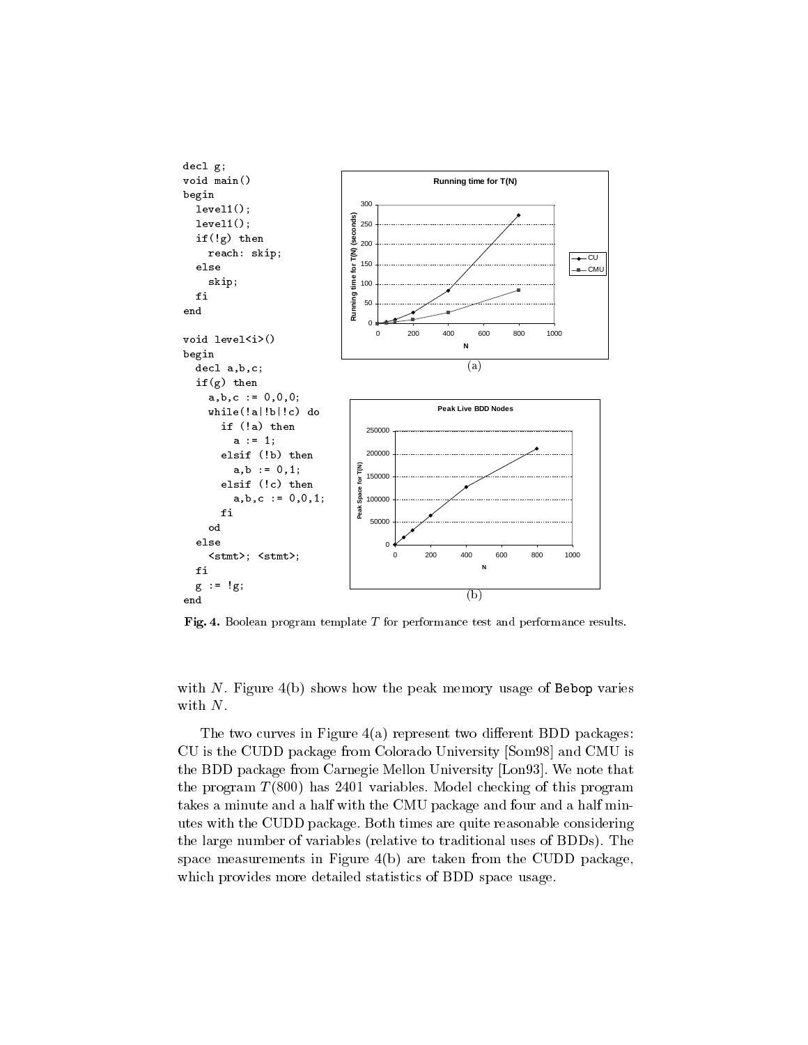```
decl g;
void main()
begin
  level1();
  level1();
  if(!g) then
    reach: skip;
  else
    skip;
  fi
end

void level<i>()
begin
  decl a,b,c;
  if(g) then
    a,b,c := 0,0,0;
    while(!a|!b|!c) do
      if (!a) then
        a := 1;
      elsif (!b) then
        a,b := 0,1;
      elsif (!c) then
        a,b,c := 0,0,1;
      fi
    od
  else
    <stmt>; <stmt>;
  fi
  g := !g;
end
```

(a)

(b)

**Fig. 4.** Boolean program template $T$ for performance test and performance results.

with $N$. Figure 4(b) shows how the peak memory usage of `Bebop` varies with $N$.

The two curves in Figure 4(a) represent two different BDD packages: CU is the CUDD package from Colorado University [Som98] and CMU is the BDD package from Carnegie Mellon University [Lon93]. We note that the program $T(800)$ has 2401 variables. Model checking of this program takes a minute and a half with the CMU package and four and a half minutes with the CUDD package. Both times are quite reasonable considering the large number of variables (relative to traditional uses of BDDs). The space measurements in Figure 4(b) are taken from the CUDD package, which provides more detailed statistics of BDD space usage.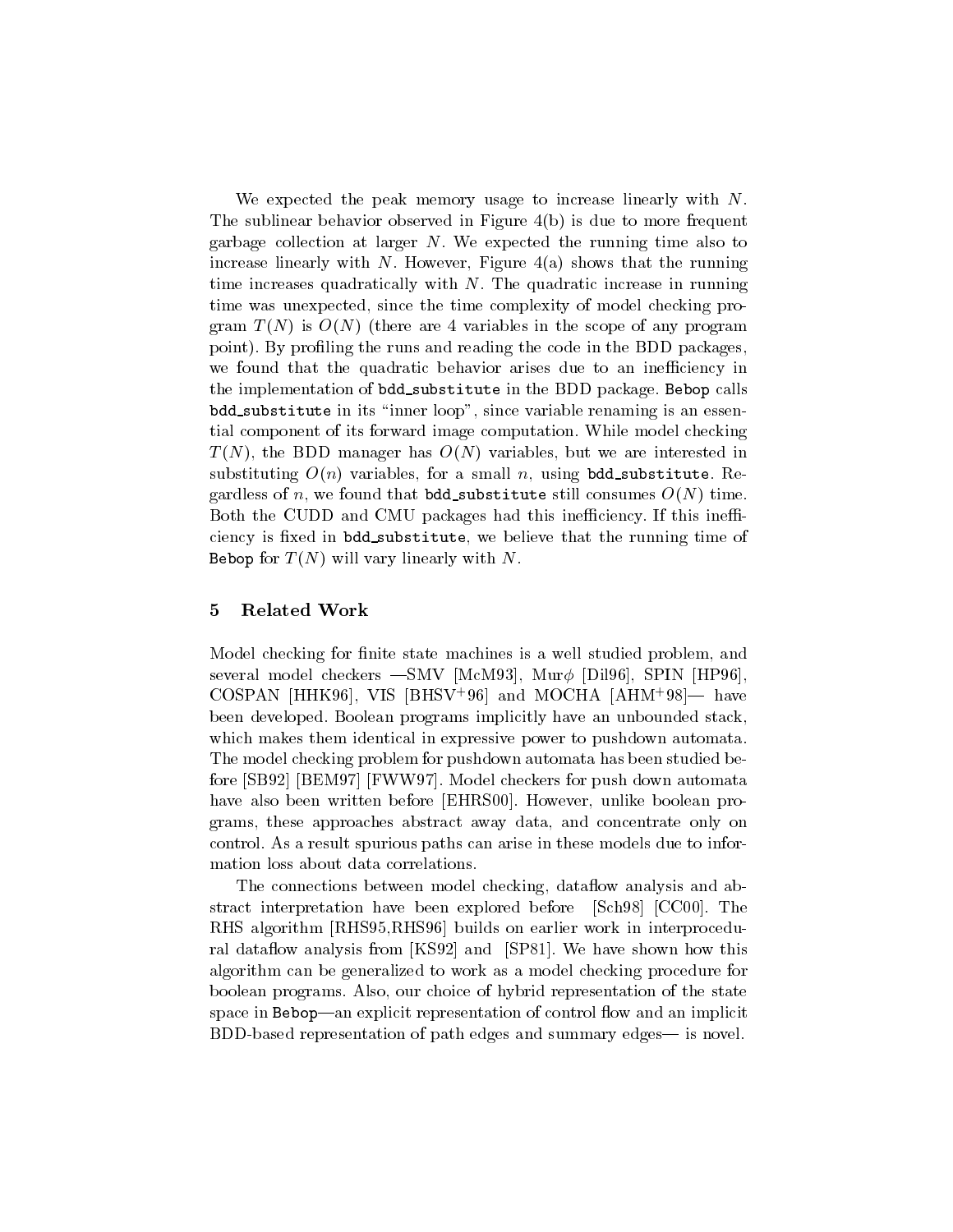We expected the peak memory usage to increase linearly with $N$. The sublinear behavior observed in Figure 4(b) is due to more frequent garbage collection at larger $N$. We expected the running time also to increase linearly with $N$. However, Figure 4(a) shows that the running time increases quadratically with $N$. The quadratic increase in running time was unexpected, since the time complexity of model checking program $T(N)$ is $O(N)$ (there are 4 variables in the scope of any program point). By profiling the runs and reading the code in the BDD packages, we found that the quadratic behavior arises due to an inefficiency in the implementation of `bdd_substitute` in the BDD package. `Bebop` calls `bdd_substitute` in its "inner loop", since variable renaming is an essential component of its forward image computation. While model checking $T(N)$, the BDD manager has $O(N)$ variables, but we are interested in substituting $O(n)$ variables, for a small $n$, using `bdd_substitute`. Regardless of $n$, we found that `bdd_substitute` still consumes $O(N)$ time. Both the CUDD and CMU packages had this inefficiency. If this inefficiency is fixed in `bdd_substitute`, we believe that the running time of `Bebop` for $T(N)$ will vary linearly with $N$.

## 5 Related Work

Model checking for finite state machines is a well studied problem, and several model checkers —SMV [McM93], Mur$\phi$ [Dil96], SPIN [HP96], COSPAN [HHK96], VIS [BHSV+96] and MOCHA [AHM+98]— have been developed. Boolean programs implicitly have an unbounded stack, which makes them identical in expressive power to pushdown automata. The model checking problem for pushdown automata has been studied before [SB92] [BEM97] [FWW97]. Model checkers for push down automata have also been written before [EHRS00]. However, unlike boolean programs, these approaches abstract away data, and concentrate only on control. As a result spurious paths can arise in these models due to information loss about data correlations.

The connections between model checking, dataflow analysis and abstract interpretation have been explored before [Sch98] [CC00]. The RHS algorithm [RHS95,RHS96] builds on earlier work in interprocedural dataflow analysis from [KS92] and [SP81]. We have shown how this algorithm can be generalized to work as a model checking procedure for boolean programs. Also, our choice of hybrid representation of the state space in `Bebop`—an explicit representation of control flow and an implicit BDD-based representation of path edges and summary edges— is novel.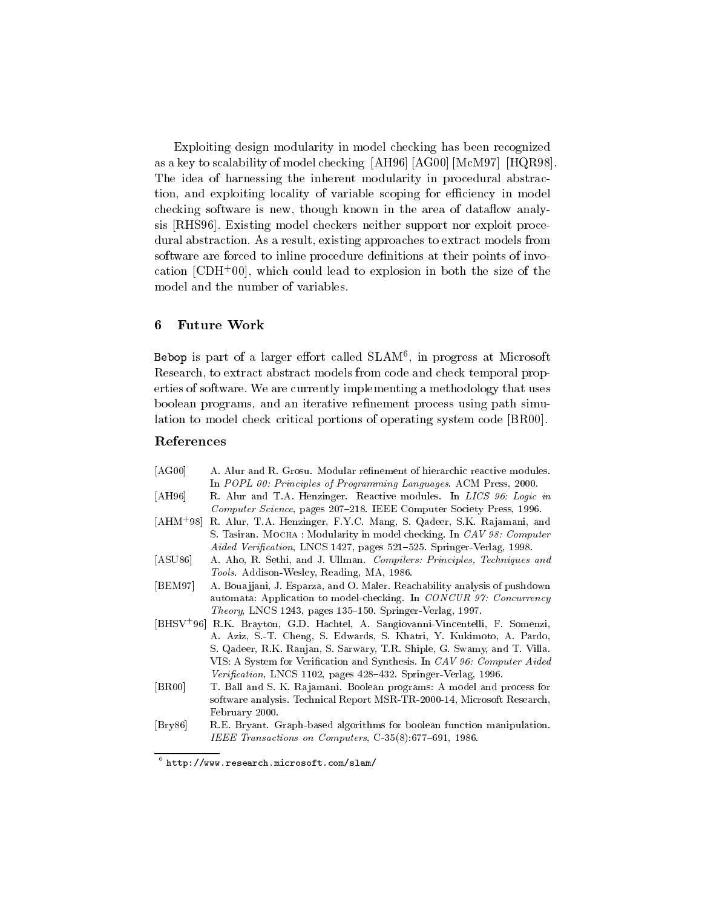Exploiting design modularity in model checking has been recognized as a key to scalability of model checking [AH96] [AG00] [McM97] [HQR98]. The idea of harnessing the inherent modularity in procedural abstraction, and exploiting locality of variable scoping for efficiency in model checking software is new, though known in the area of dataflow analysis [RHS96]. Existing model checkers neither support nor exploit procedural abstraction. As a result, existing approaches to extract models from software are forced to inline procedure definitions at their points of invocation [CDH+00], which could lead to explosion in both the size of the model and the number of variables.

## 6 Future Work

`Bebop` is part of a larger effort called SLAM[6], in progress at Microsoft Research, to extract abstract models from code and check temporal properties of software. We are currently implementing a methodology that uses boolean programs, and an iterative refinement process using path simulation to model check critical portions of operating system code [BR00].

### References

[AG00] A. Alur and R. Grosu. Modular refinement of hierarchic reactive modules. In *POPL 00: Principles of Programming Languages*. ACM Press, 2000.

[AH96] R. Alur and T.A. Henzinger. Reactive modules. In *LICS 96: Logic in Computer Science*, pages 207–218. IEEE Computer Society Press, 1996.

[AHM+98] R. Alur, T.A. Henzinger, F.Y.C. Mang, S. Qadeer, S.K. Rajamani, and S. Tasiran. Mocha : Modularity in model checking. In *CAV 98: Computer Aided Verification*, LNCS 1427, pages 521–525. Springer-Verlag, 1998.

[ASU86] A. Aho, R. Sethi, and J. Ullman. *Compilers: Principles, Techniques and Tools*. Addison-Wesley, Reading, MA, 1986.

[BEM97] A. Bouajjani, J. Esparza, and O. Maler. Reachability analysis of pushdown automata: Application to model-checking. In *CONCUR 97: Concurrency Theory*, LNCS 1243, pages 135–150. Springer-Verlag, 1997.

[BHSV+96] R.K. Brayton, G.D. Hachtel, A. Sangiovanni-Vincentelli, F. Somenzi, A. Aziz, S.-T. Cheng, S. Edwards, S. Khatri, Y. Kukimoto, A. Pardo, S. Qadeer, R.K. Ranjan, S. Sarwary, T.R. Shiple, G. Swamy, and T. Villa. VIS: A System for Verification and Synthesis. In *CAV 96: Computer Aided Verification*, LNCS 1102, pages 428–432. Springer-Verlag, 1996.

[BR00] T. Ball and S. K. Rajamani. Boolean programs: A model and process for software analysis. Technical Report MSR-TR-2000-14, Microsoft Research, February 2000.

[Bry86] R.E. Bryant. Graph-based algorithms for boolean function manipulation. *IEEE Transactions on Computers*, C-35(8):677–691, 1986.

[6] `http://www.research.microsoft.com/slam/`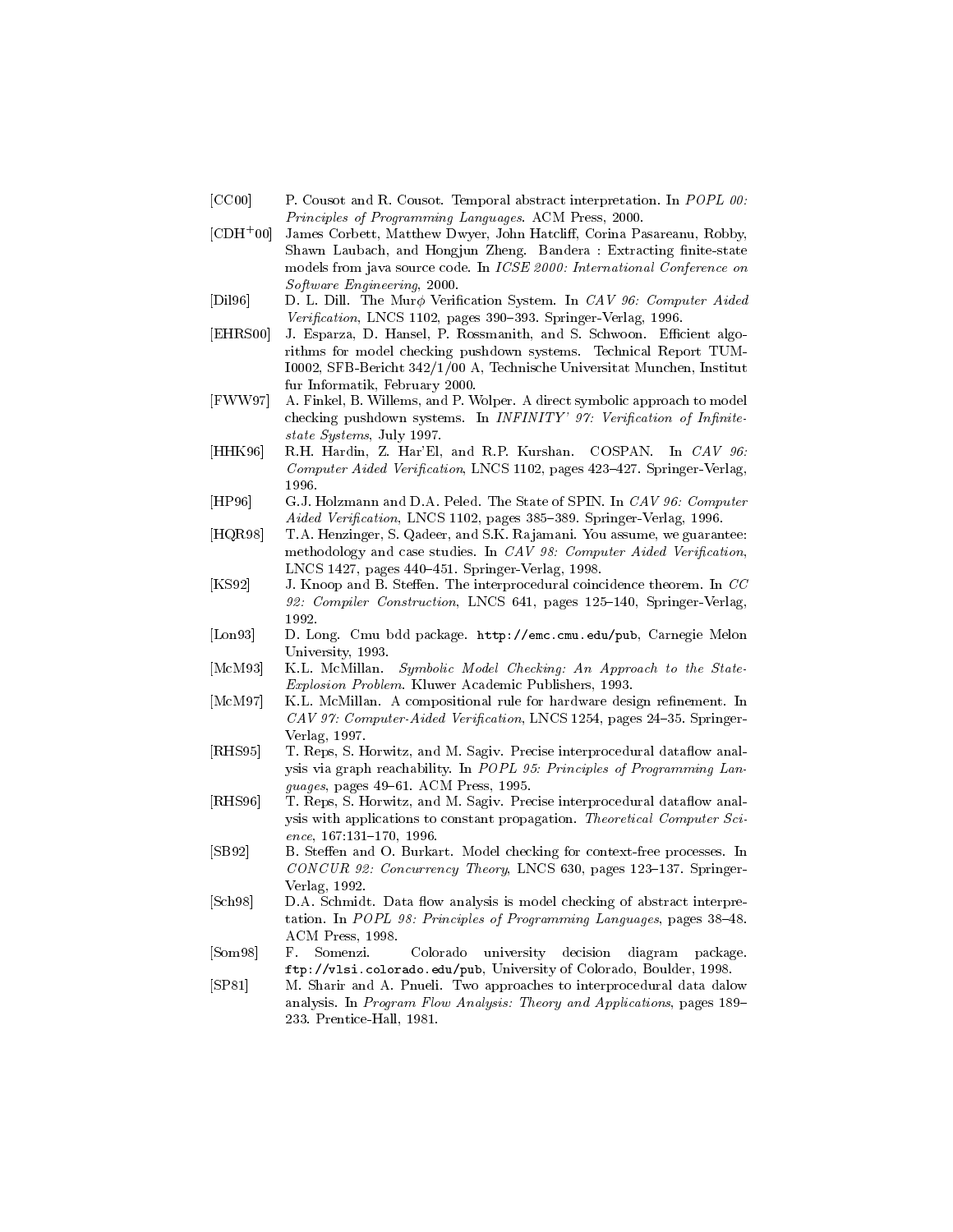[CC00] P. Cousot and R. Cousot. Temporal abstract interpretation. In *POPL 00: Principles of Programming Languages*. ACM Press, 2000.

[CDH+00] James Corbett, Matthew Dwyer, John Hatcliff, Corina Pasareanu, Robby, Shawn Laubach, and Hongjun Zheng. Bandera : Extracting finite-state models from java source code. In *ICSE 2000: International Conference on Software Engineering*, 2000.

[Dil96] D. L. Dill. The Mur$\phi$ Verification System. In *CAV 96: Computer Aided Verification*, LNCS 1102, pages 390–393. Springer-Verlag, 1996.

[EHRS00] J. Esparza, D. Hansel, P. Rossmanith, and S. Schwoon. Efficient algorithms for model checking pushdown systems. Technical Report TUM-I0002, SFB-Bericht 342/1/00 A, Technische Universitat Munchen, Institut fur Informatik, February 2000.

[FWW97] A. Finkel, B. Willems, and P. Wolper. A direct symbolic approach to model checking pushdown systems. In *INFINITY' 97: Verification of Infinite-state Systems*, July 1997.

[HHK96] R.H. Hardin, Z. Har'El, and R.P. Kurshan. COSPAN. In *CAV 96: Computer Aided Verification*, LNCS 1102, pages 423–427. Springer-Verlag, 1996.

[HP96] G.J. Holzmann and D.A. Peled. The State of SPIN. In *CAV 96: Computer Aided Verification*, LNCS 1102, pages 385–389. Springer-Verlag, 1996.

[HQR98] T.A. Henzinger, S. Qadeer, and S.K. Rajamani. You assume, we guarantee: methodology and case studies. In *CAV 98: Computer Aided Verification*, LNCS 1427, pages 440–451. Springer-Verlag, 1998.

[KS92] J. Knoop and B. Steffen. The interprocedural coincidence theorem. In *CC 92: Compiler Construction*, LNCS 641, pages 125–140, Springer-Verlag, 1992.

[Lon93] D. Long. Cmu bdd package. `http://emc.cmu.edu/pub`, Carnegie Melon University, 1993.

[McM93] K.L. McMillan. *Symbolic Model Checking: An Approach to the State-Explosion Problem*. Kluwer Academic Publishers, 1993.

[McM97] K.L. McMillan. A compositional rule for hardware design refinement. In *CAV 97: Computer-Aided Verification*, LNCS 1254, pages 24–35. Springer-Verlag, 1997.

[RHS95] T. Reps, S. Horwitz, and M. Sagiv. Precise interprocedural dataflow analysis via graph reachability. In *POPL 95: Principles of Programming Languages*, pages 49–61. ACM Press, 1995.

[RHS96] T. Reps, S. Horwitz, and M. Sagiv. Precise interprocedural dataflow analysis with applications to constant propagation. *Theoretical Computer Science*, 167:131–170, 1996.

[SB92] B. Steffen and O. Burkart. Model checking for context-free processes. In *CONCUR 92: Concurrency Theory*, LNCS 630, pages 123–137. Springer-Verlag, 1992.

[Sch98] D.A. Schmidt. Data flow analysis is model checking of abstract interpretation. In *POPL 98: Principles of Programming Languages*, pages 38–48. ACM Press, 1998.

[Som98] F. Somenzi. Colorado university decision diagram package. `ftp://vlsi.colorado.edu/pub`, University of Colorado, Boulder, 1998.

[SP81] M. Sharir and A. Pnueli. Two approaches to interprocedural data dalow analysis. In *Program Flow Analysis: Theory and Applications*, pages 189–233. Prentice-Hall, 1981.